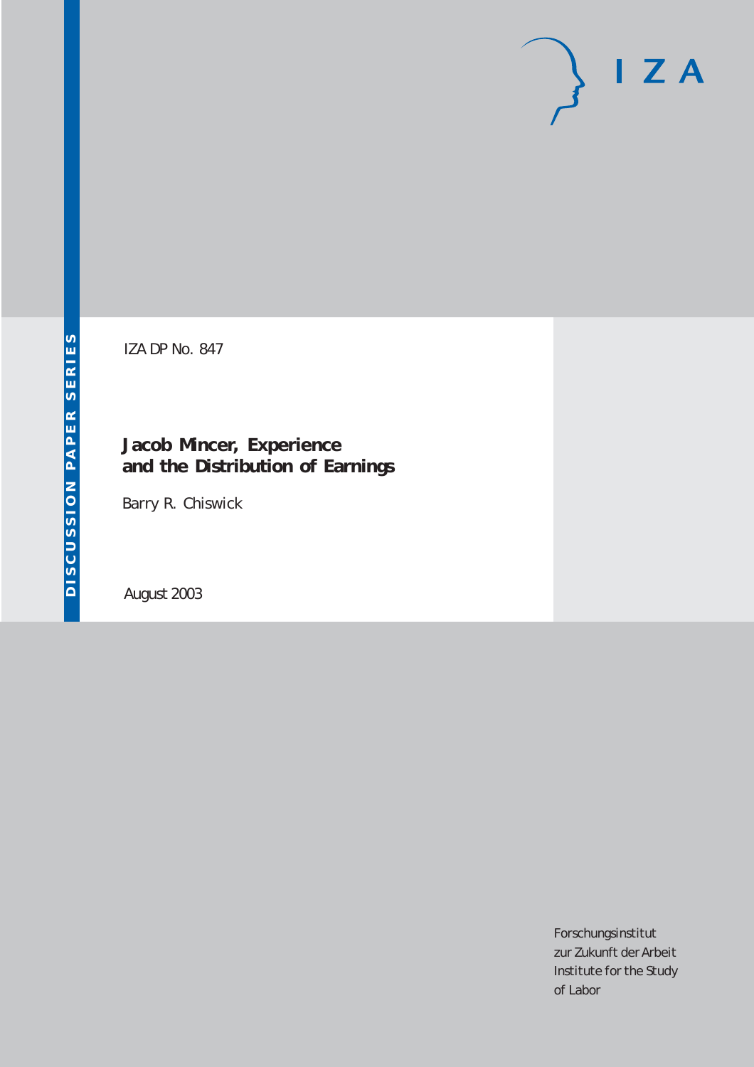IZA

DISCUSSION PAPER SERIES

IZA DP No. 847

# Jacob Mincer, Experience and the Distribution of Earnings

Barry R. Chiswick

August 2003

Forschungsinstitut
zur Zukunft der Arbeit
Institute for the Study
of Labor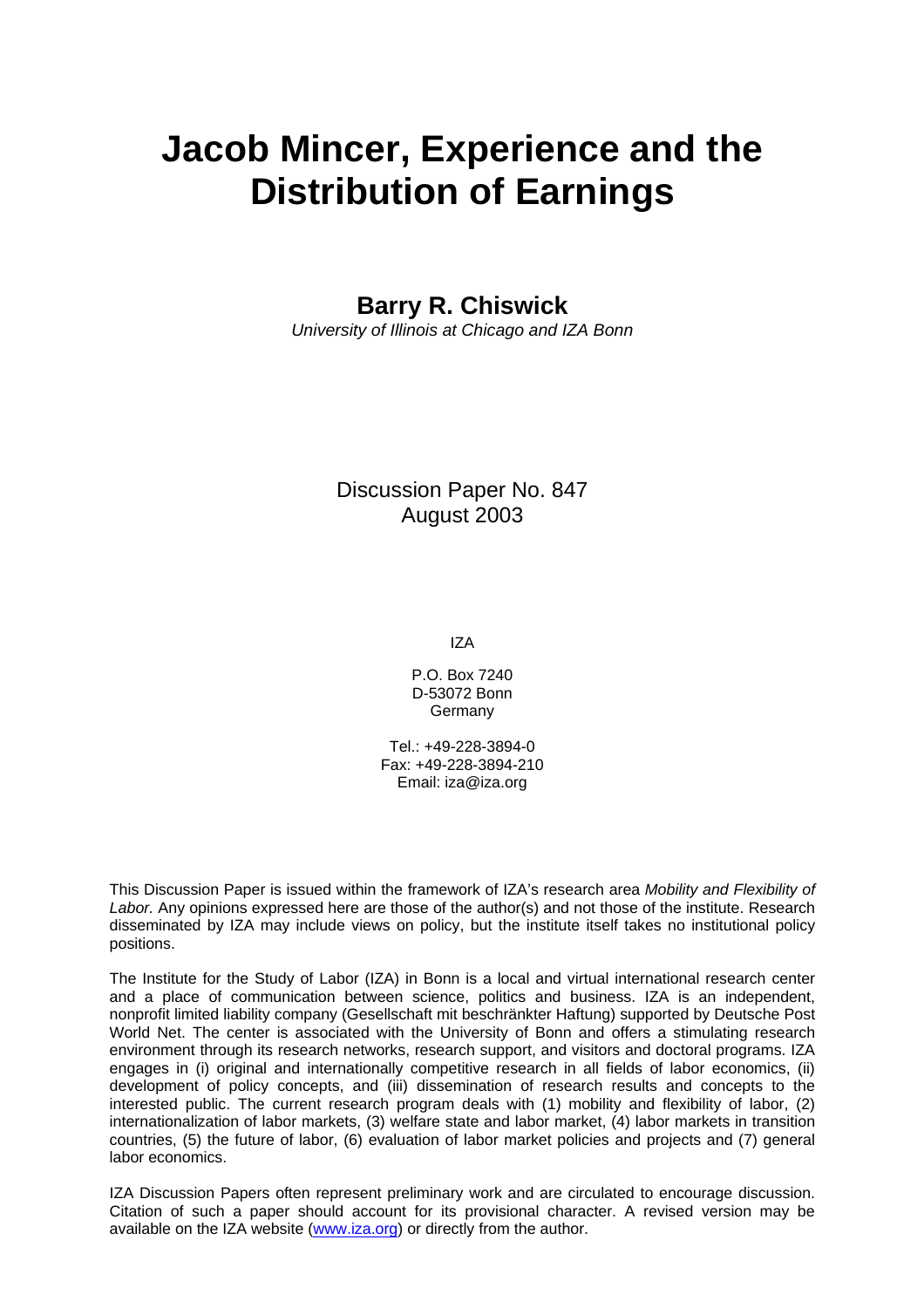# Jacob Mincer, Experience and the Distribution of Earnings

**Barry R. Chiswick**

*University of Illinois at Chicago and IZA Bonn*

Discussion Paper No. 847
August 2003

IZA

P.O. Box 7240
D-53072 Bonn
Germany

Tel.: +49-228-3894-0
Fax: +49-228-3894-210
Email: iza@iza.org

This Discussion Paper is issued within the framework of IZA's research area *Mobility and Flexibility of Labor.* Any opinions expressed here are those of the author(s) and not those of the institute. Research disseminated by IZA may include views on policy, but the institute itself takes no institutional policy positions.

The Institute for the Study of Labor (IZA) in Bonn is a local and virtual international research center and a place of communication between science, politics and business. IZA is an independent, nonprofit limited liability company (Gesellschaft mit beschränkter Haftung) supported by Deutsche Post World Net. The center is associated with the University of Bonn and offers a stimulating research environment through its research networks, research support, and visitors and doctoral programs. IZA engages in (i) original and internationally competitive research in all fields of labor economics, (ii) development of policy concepts, and (iii) dissemination of research results and concepts to the interested public. The current research program deals with (1) mobility and flexibility of labor, (2) internationalization of labor markets, (3) welfare state and labor market, (4) labor markets in transition countries, (5) the future of labor, (6) evaluation of labor market policies and projects and (7) general labor economics.

IZA Discussion Papers often represent preliminary work and are circulated to encourage discussion. Citation of such a paper should account for its provisional character. A revised version may be available on the IZA website (www.iza.org) or directly from the author.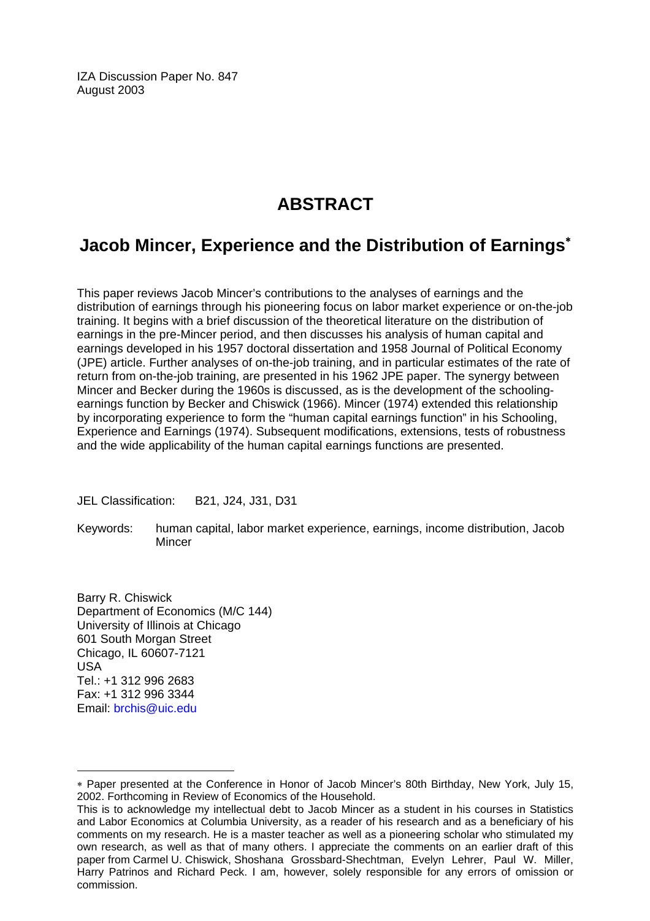IZA Discussion Paper No. 847
August 2003

# ABSTRACT

## Jacob Mincer, Experience and the Distribution of Earnings*

This paper reviews Jacob Mincer's contributions to the analyses of earnings and the distribution of earnings through his pioneering focus on labor market experience or on-the-job training. It begins with a brief discussion of the theoretical literature on the distribution of earnings in the pre-Mincer period, and then discusses his analysis of human capital and earnings developed in his 1957 doctoral dissertation and 1958 Journal of Political Economy (JPE) article. Further analyses of on-the-job training, and in particular estimates of the rate of return from on-the-job training, are presented in his 1962 JPE paper. The synergy between Mincer and Becker during the 1960s is discussed, as is the development of the schooling-earnings function by Becker and Chiswick (1966). Mincer (1974) extended this relationship by incorporating experience to form the "human capital earnings function" in his Schooling, Experience and Earnings (1974). Subsequent modifications, extensions, tests of robustness and the wide applicability of the human capital earnings functions are presented.

JEL Classification: B21, J24, J31, D31

Keywords: human capital, labor market experience, earnings, income distribution, Jacob Mincer

Barry R. Chiswick
Department of Economics (M/C 144)
University of Illinois at Chicago
601 South Morgan Street
Chicago, IL 60607-7121
USA
Tel.: +1 312 996 2683
Fax: +1 312 996 3344
Email: brchis@uic.edu

---

* Paper presented at the Conference in Honor of Jacob Mincer's 80th Birthday, New York, July 15, 2002. Forthcoming in Review of Economics of the Household.

This is to acknowledge my intellectual debt to Jacob Mincer as a student in his courses in Statistics and Labor Economics at Columbia University, as a reader of his research and as a beneficiary of his comments on my research. He is a master teacher as well as a pioneering scholar who stimulated my own research, as well as that of many others. I appreciate the comments on an earlier draft of this paper from Carmel U. Chiswick, Shoshana Grossbard-Shechtman, Evelyn Lehrer, Paul W. Miller, Harry Patrinos and Richard Peck. I am, however, solely responsible for any errors of omission or commission.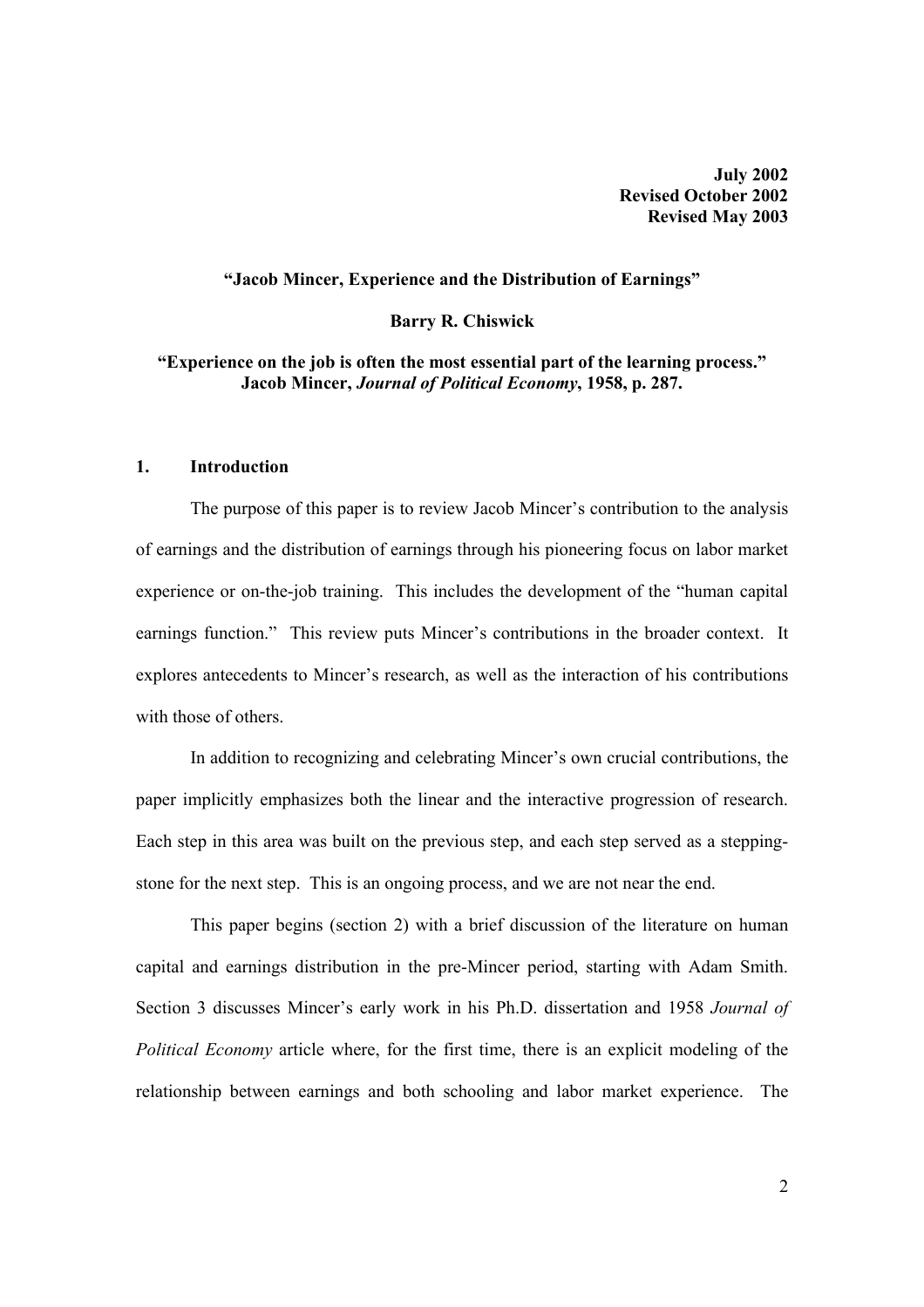**July 2002**
**Revised October 2002**
**Revised May 2003**

**"Jacob Mincer, Experience and the Distribution of Earnings"**

**Barry R. Chiswick**

**"Experience on the job is often the most essential part of the learning process." Jacob Mincer, *Journal of Political Economy*, 1958, p. 287.**

## 1. Introduction

The purpose of this paper is to review Jacob Mincer's contribution to the analysis of earnings and the distribution of earnings through his pioneering focus on labor market experience or on-the-job training. This includes the development of the "human capital earnings function." This review puts Mincer's contributions in the broader context. It explores antecedents to Mincer's research, as well as the interaction of his contributions with those of others.

In addition to recognizing and celebrating Mincer's own crucial contributions, the paper implicitly emphasizes both the linear and the interactive progression of research. Each step in this area was built on the previous step, and each step served as a stepping-stone for the next step. This is an ongoing process, and we are not near the end.

This paper begins (section 2) with a brief discussion of the literature on human capital and earnings distribution in the pre-Mincer period, starting with Adam Smith. Section 3 discusses Mincer's early work in his Ph.D. dissertation and 1958 *Journal of Political Economy* article where, for the first time, there is an explicit modeling of the relationship between earnings and both schooling and labor market experience. The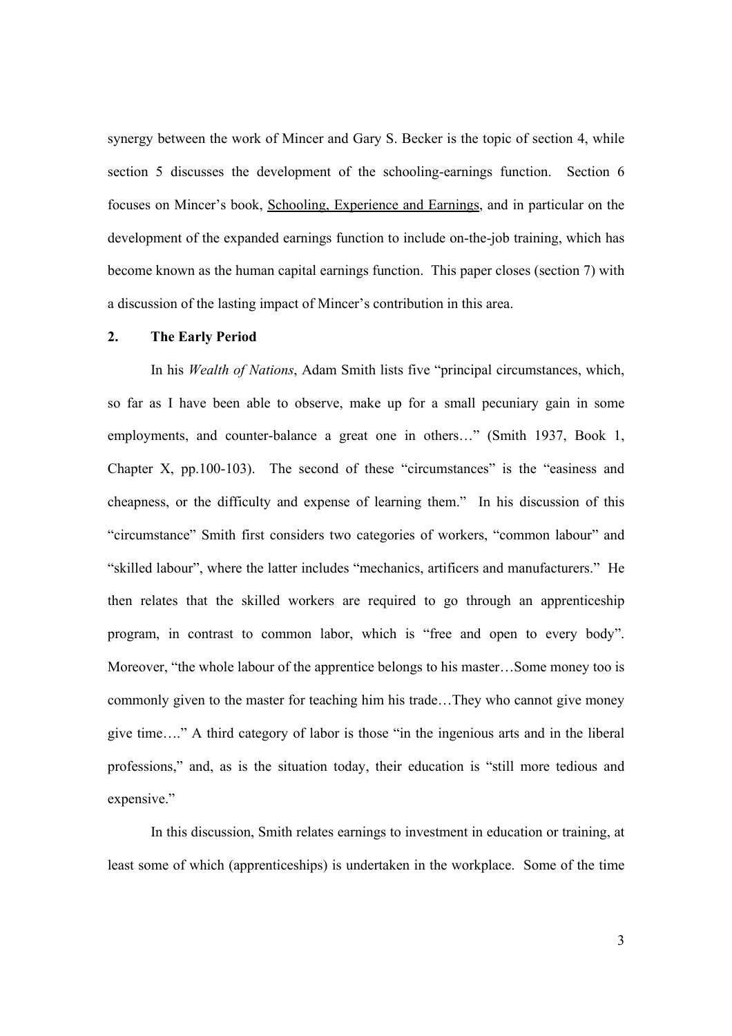synergy between the work of Mincer and Gary S. Becker is the topic of section 4, while section 5 discusses the development of the schooling-earnings function. Section 6 focuses on Mincer's book, Schooling, Experience and Earnings, and in particular on the development of the expanded earnings function to include on-the-job training, which has become known as the human capital earnings function. This paper closes (section 7) with a discussion of the lasting impact of Mincer's contribution in this area.

## 2. The Early Period

In his *Wealth of Nations*, Adam Smith lists five "principal circumstances, which, so far as I have been able to observe, make up for a small pecuniary gain in some employments, and counter-balance a great one in others…" (Smith 1937, Book 1, Chapter X, pp.100-103). The second of these "circumstances" is the "easiness and cheapness, or the difficulty and expense of learning them." In his discussion of this "circumstance" Smith first considers two categories of workers, "common labour" and "skilled labour", where the latter includes "mechanics, artificers and manufacturers." He then relates that the skilled workers are required to go through an apprenticeship program, in contrast to common labor, which is "free and open to every body". Moreover, "the whole labour of the apprentice belongs to his master…Some money too is commonly given to the master for teaching him his trade…They who cannot give money give time…." A third category of labor is those "in the ingenious arts and in the liberal professions," and, as is the situation today, their education is "still more tedious and expensive."

In this discussion, Smith relates earnings to investment in education or training, at least some of which (apprenticeships) is undertaken in the workplace. Some of the time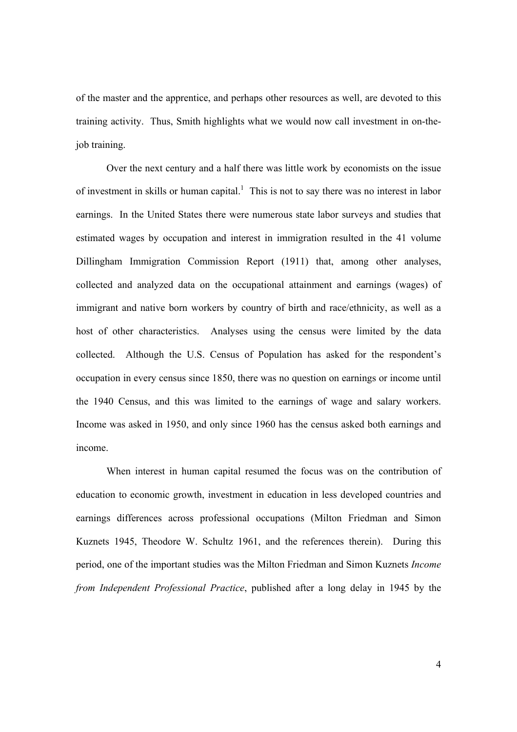of the master and the apprentice, and perhaps other resources as well, are devoted to this training activity. Thus, Smith highlights what we would now call investment in on-the-job training.

Over the next century and a half there was little work by economists on the issue of investment in skills or human capital.[1] This is not to say there was no interest in labor earnings. In the United States there were numerous state labor surveys and studies that estimated wages by occupation and interest in immigration resulted in the 41 volume Dillingham Immigration Commission Report (1911) that, among other analyses, collected and analyzed data on the occupational attainment and earnings (wages) of immigrant and native born workers by country of birth and race/ethnicity, as well as a host of other characteristics. Analyses using the census were limited by the data collected. Although the U.S. Census of Population has asked for the respondent's occupation in every census since 1850, there was no question on earnings or income until the 1940 Census, and this was limited to the earnings of wage and salary workers. Income was asked in 1950, and only since 1960 has the census asked both earnings and income.

When interest in human capital resumed the focus was on the contribution of education to economic growth, investment in education in less developed countries and earnings differences across professional occupations (Milton Friedman and Simon Kuznets 1945, Theodore W. Schultz 1961, and the references therein). During this period, one of the important studies was the Milton Friedman and Simon Kuznets *Income from Independent Professional Practice*, published after a long delay in 1945 by the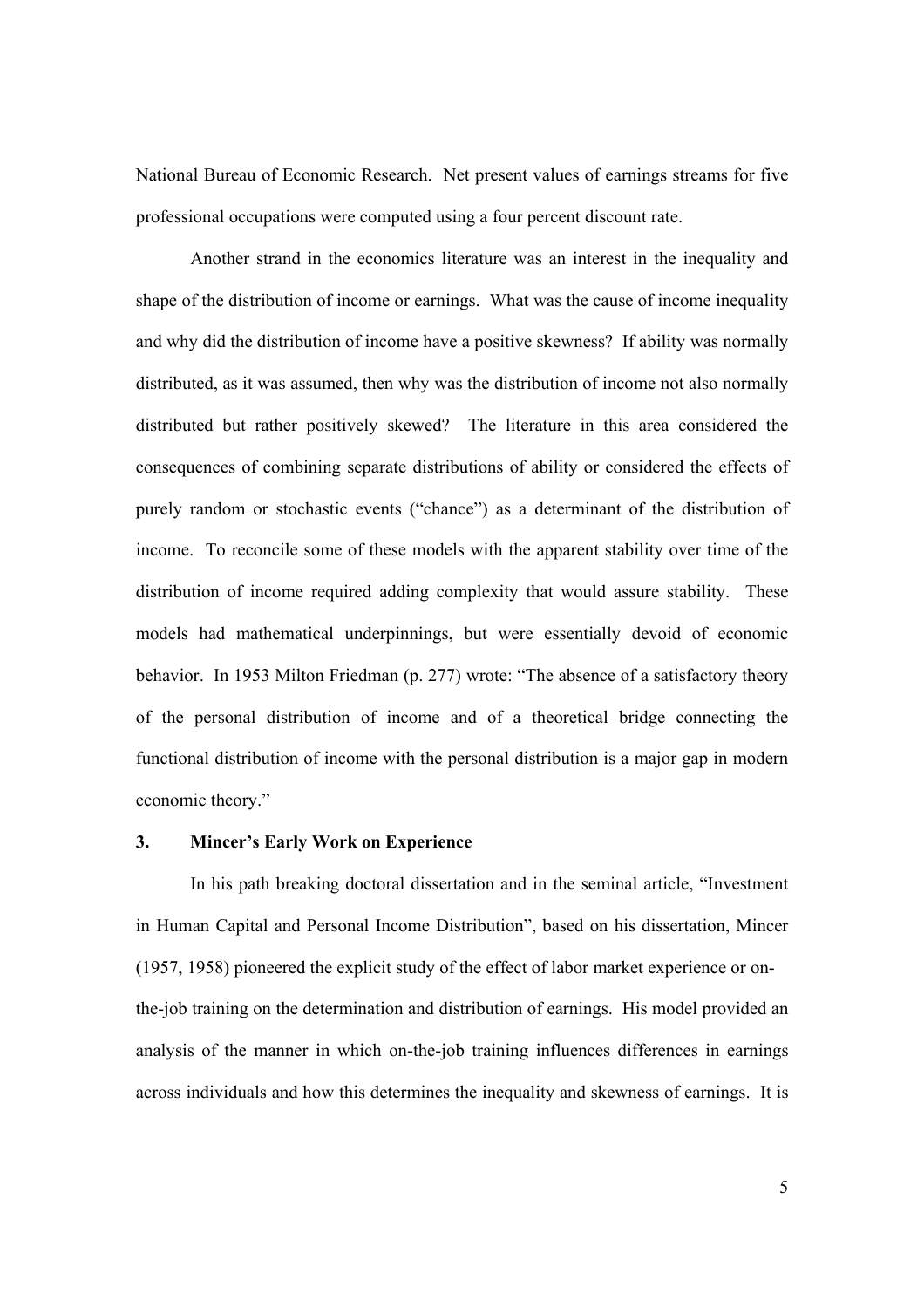National Bureau of Economic Research. Net present values of earnings streams for five professional occupations were computed using a four percent discount rate.

Another strand in the economics literature was an interest in the inequality and shape of the distribution of income or earnings. What was the cause of income inequality and why did the distribution of income have a positive skewness? If ability was normally distributed, as it was assumed, then why was the distribution of income not also normally distributed but rather positively skewed? The literature in this area considered the consequences of combining separate distributions of ability or considered the effects of purely random or stochastic events ("chance") as a determinant of the distribution of income. To reconcile some of these models with the apparent stability over time of the distribution of income required adding complexity that would assure stability. These models had mathematical underpinnings, but were essentially devoid of economic behavior. In 1953 Milton Friedman (p. 277) wrote: "The absence of a satisfactory theory of the personal distribution of income and of a theoretical bridge connecting the functional distribution of income with the personal distribution is a major gap in modern economic theory."

## 3. Mincer's Early Work on Experience

In his path breaking doctoral dissertation and in the seminal article, "Investment in Human Capital and Personal Income Distribution", based on his dissertation, Mincer (1957, 1958) pioneered the explicit study of the effect of labor market experience or on-the-job training on the determination and distribution of earnings. His model provided an analysis of the manner in which on-the-job training influences differences in earnings across individuals and how this determines the inequality and skewness of earnings. It is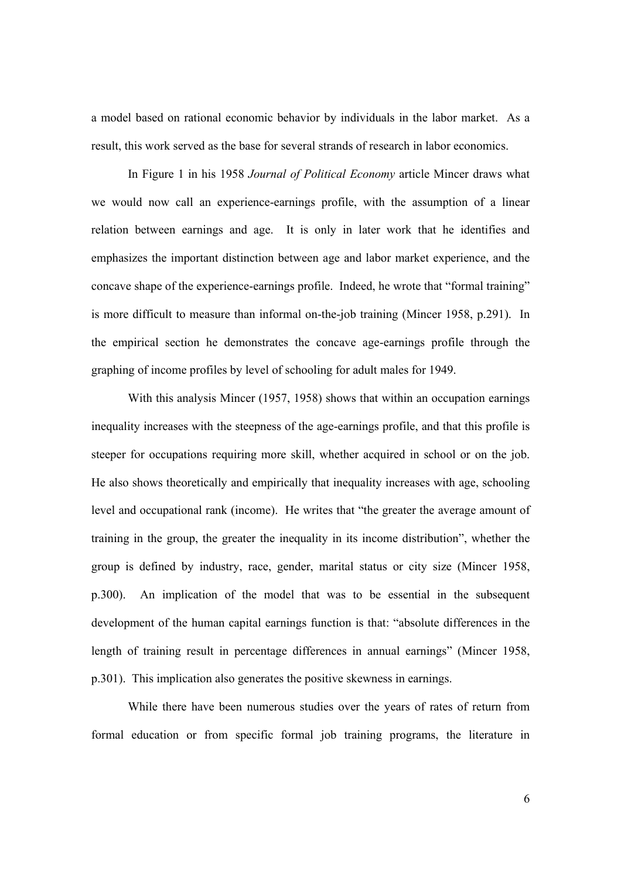a model based on rational economic behavior by individuals in the labor market. As a result, this work served as the base for several strands of research in labor economics.

In Figure 1 in his 1958 *Journal of Political Economy* article Mincer draws what we would now call an experience-earnings profile, with the assumption of a linear relation between earnings and age. It is only in later work that he identifies and emphasizes the important distinction between age and labor market experience, and the concave shape of the experience-earnings profile. Indeed, he wrote that "formal training" is more difficult to measure than informal on-the-job training (Mincer 1958, p.291). In the empirical section he demonstrates the concave age-earnings profile through the graphing of income profiles by level of schooling for adult males for 1949.

With this analysis Mincer (1957, 1958) shows that within an occupation earnings inequality increases with the steepness of the age-earnings profile, and that this profile is steeper for occupations requiring more skill, whether acquired in school or on the job. He also shows theoretically and empirically that inequality increases with age, schooling level and occupational rank (income). He writes that "the greater the average amount of training in the group, the greater the inequality in its income distribution", whether the group is defined by industry, race, gender, marital status or city size (Mincer 1958, p.300). An implication of the model that was to be essential in the subsequent development of the human capital earnings function is that: "absolute differences in the length of training result in percentage differences in annual earnings" (Mincer 1958, p.301). This implication also generates the positive skewness in earnings.

While there have been numerous studies over the years of rates of return from formal education or from specific formal job training programs, the literature in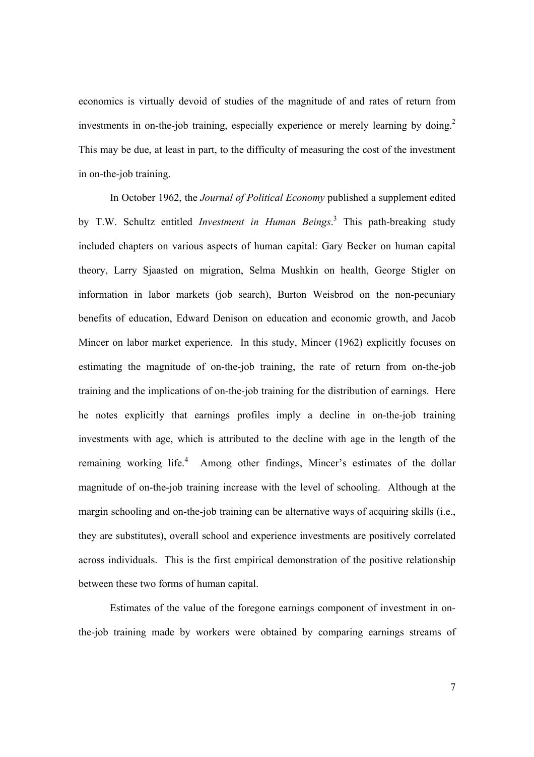economics is virtually devoid of studies of the magnitude of and rates of return from investments in on-the-job training, especially experience or merely learning by doing.[2] This may be due, at least in part, to the difficulty of measuring the cost of the investment in on-the-job training.

In October 1962, the *Journal of Political Economy* published a supplement edited by T.W. Schultz entitled *Investment in Human Beings*.[3] This path-breaking study included chapters on various aspects of human capital: Gary Becker on human capital theory, Larry Sjaasted on migration, Selma Mushkin on health, George Stigler on information in labor markets (job search), Burton Weisbrod on the non-pecuniary benefits of education, Edward Denison on education and economic growth, and Jacob Mincer on labor market experience. In this study, Mincer (1962) explicitly focuses on estimating the magnitude of on-the-job training, the rate of return from on-the-job training and the implications of on-the-job training for the distribution of earnings. Here he notes explicitly that earnings profiles imply a decline in on-the-job training investments with age, which is attributed to the decline with age in the length of the remaining working life.[4] Among other findings, Mincer's estimates of the dollar magnitude of on-the-job training increase with the level of schooling. Although at the margin schooling and on-the-job training can be alternative ways of acquiring skills (i.e., they are substitutes), overall school and experience investments are positively correlated across individuals. This is the first empirical demonstration of the positive relationship between these two forms of human capital.

Estimates of the value of the foregone earnings component of investment in on-the-job training made by workers were obtained by comparing earnings streams of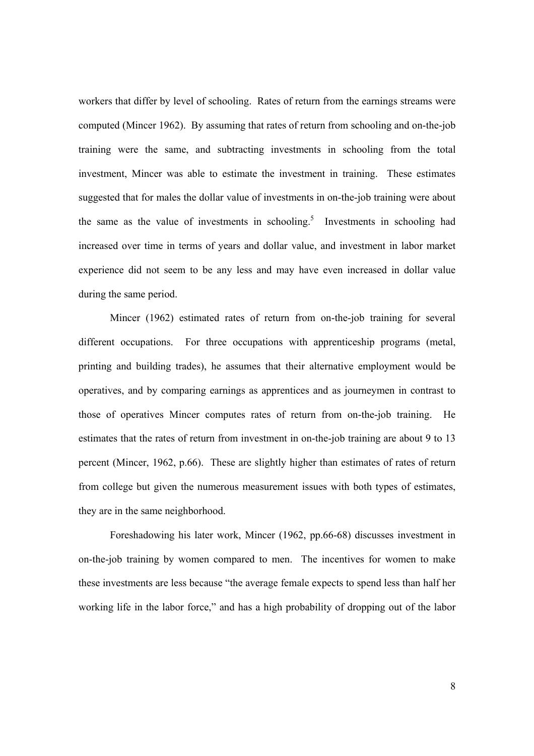workers that differ by level of schooling. Rates of return from the earnings streams were computed (Mincer 1962). By assuming that rates of return from schooling and on-the-job training were the same, and subtracting investments in schooling from the total investment, Mincer was able to estimate the investment in training. These estimates suggested that for males the dollar value of investments in on-the-job training were about the same as the value of investments in schooling.[5] Investments in schooling had increased over time in terms of years and dollar value, and investment in labor market experience did not seem to be any less and may have even increased in dollar value during the same period.

Mincer (1962) estimated rates of return from on-the-job training for several different occupations. For three occupations with apprenticeship programs (metal, printing and building trades), he assumes that their alternative employment would be operatives, and by comparing earnings as apprentices and as journeymen in contrast to those of operatives Mincer computes rates of return from on-the-job training. He estimates that the rates of return from investment in on-the-job training are about 9 to 13 percent (Mincer, 1962, p.66). These are slightly higher than estimates of rates of return from college but given the numerous measurement issues with both types of estimates, they are in the same neighborhood.

Foreshadowing his later work, Mincer (1962, pp.66-68) discusses investment in on-the-job training by women compared to men. The incentives for women to make these investments are less because "the average female expects to spend less than half her working life in the labor force," and has a high probability of dropping out of the labor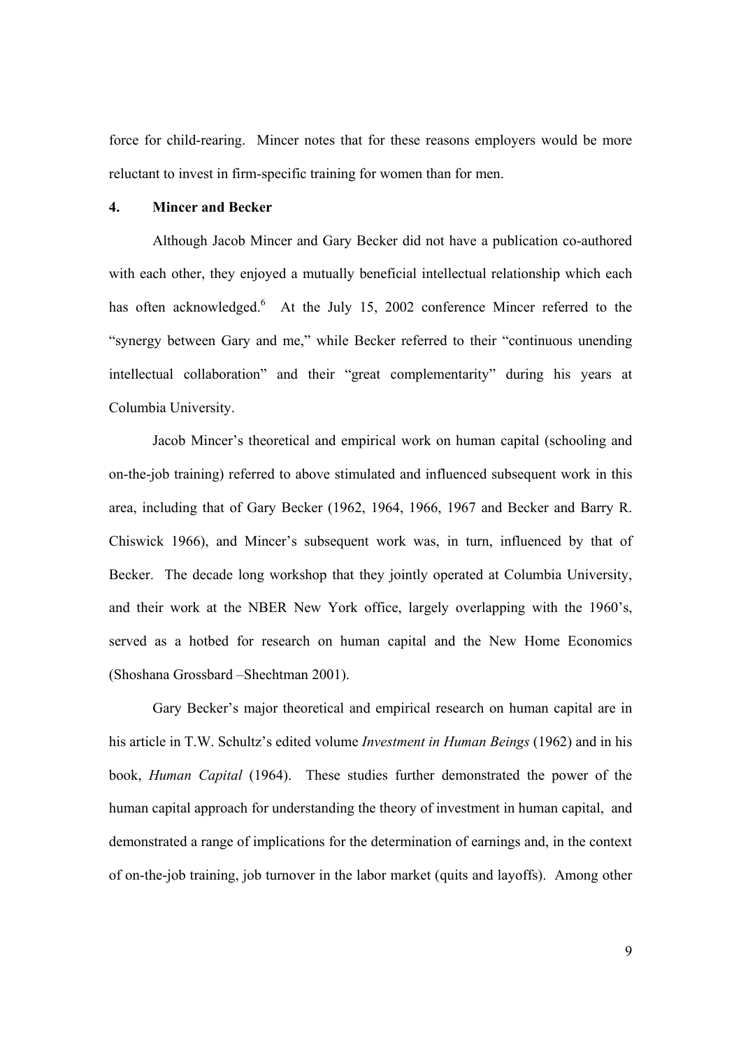force for child-rearing. Mincer notes that for these reasons employers would be more reluctant to invest in firm-specific training for women than for men.

## 4. Mincer and Becker

Although Jacob Mincer and Gary Becker did not have a publication co-authored with each other, they enjoyed a mutually beneficial intellectual relationship which each has often acknowledged.[6] At the July 15, 2002 conference Mincer referred to the "synergy between Gary and me," while Becker referred to their "continuous unending intellectual collaboration" and their "great complementarity" during his years at Columbia University.

Jacob Mincer's theoretical and empirical work on human capital (schooling and on-the-job training) referred to above stimulated and influenced subsequent work in this area, including that of Gary Becker (1962, 1964, 1966, 1967 and Becker and Barry R. Chiswick 1966), and Mincer's subsequent work was, in turn, influenced by that of Becker. The decade long workshop that they jointly operated at Columbia University, and their work at the NBER New York office, largely overlapping with the 1960's, served as a hotbed for research on human capital and the New Home Economics (Shoshana Grossbard –Shechtman 2001).

Gary Becker's major theoretical and empirical research on human capital are in his article in T.W. Schultz's edited volume *Investment in Human Beings* (1962) and in his book, *Human Capital* (1964). These studies further demonstrated the power of the human capital approach for understanding the theory of investment in human capital, and demonstrated a range of implications for the determination of earnings and, in the context of on-the-job training, job turnover in the labor market (quits and layoffs). Among other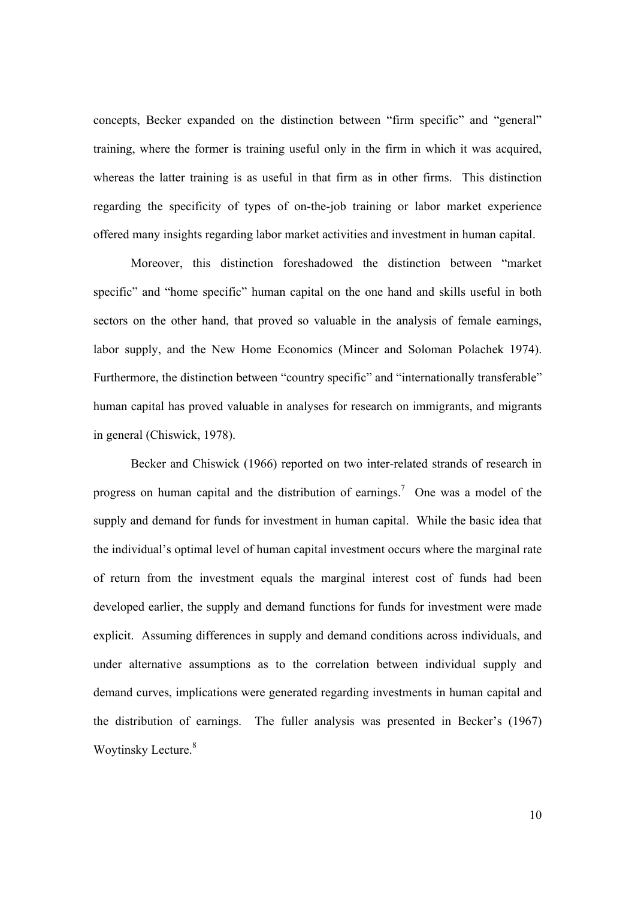concepts, Becker expanded on the distinction between "firm specific" and "general" training, where the former is training useful only in the firm in which it was acquired, whereas the latter training is as useful in that firm as in other firms. This distinction regarding the specificity of types of on-the-job training or labor market experience offered many insights regarding labor market activities and investment in human capital.

Moreover, this distinction foreshadowed the distinction between "market specific" and "home specific" human capital on the one hand and skills useful in both sectors on the other hand, that proved so valuable in the analysis of female earnings, labor supply, and the New Home Economics (Mincer and Soloman Polachek 1974). Furthermore, the distinction between "country specific" and "internationally transferable" human capital has proved valuable in analyses for research on immigrants, and migrants in general (Chiswick, 1978).

Becker and Chiswick (1966) reported on two inter-related strands of research in progress on human capital and the distribution of earnings.[7] One was a model of the supply and demand for funds for investment in human capital. While the basic idea that the individual's optimal level of human capital investment occurs where the marginal rate of return from the investment equals the marginal interest cost of funds had been developed earlier, the supply and demand functions for funds for investment were made explicit. Assuming differences in supply and demand conditions across individuals, and under alternative assumptions as to the correlation between individual supply and demand curves, implications were generated regarding investments in human capital and the distribution of earnings. The fuller analysis was presented in Becker's (1967) Woytinsky Lecture.[8]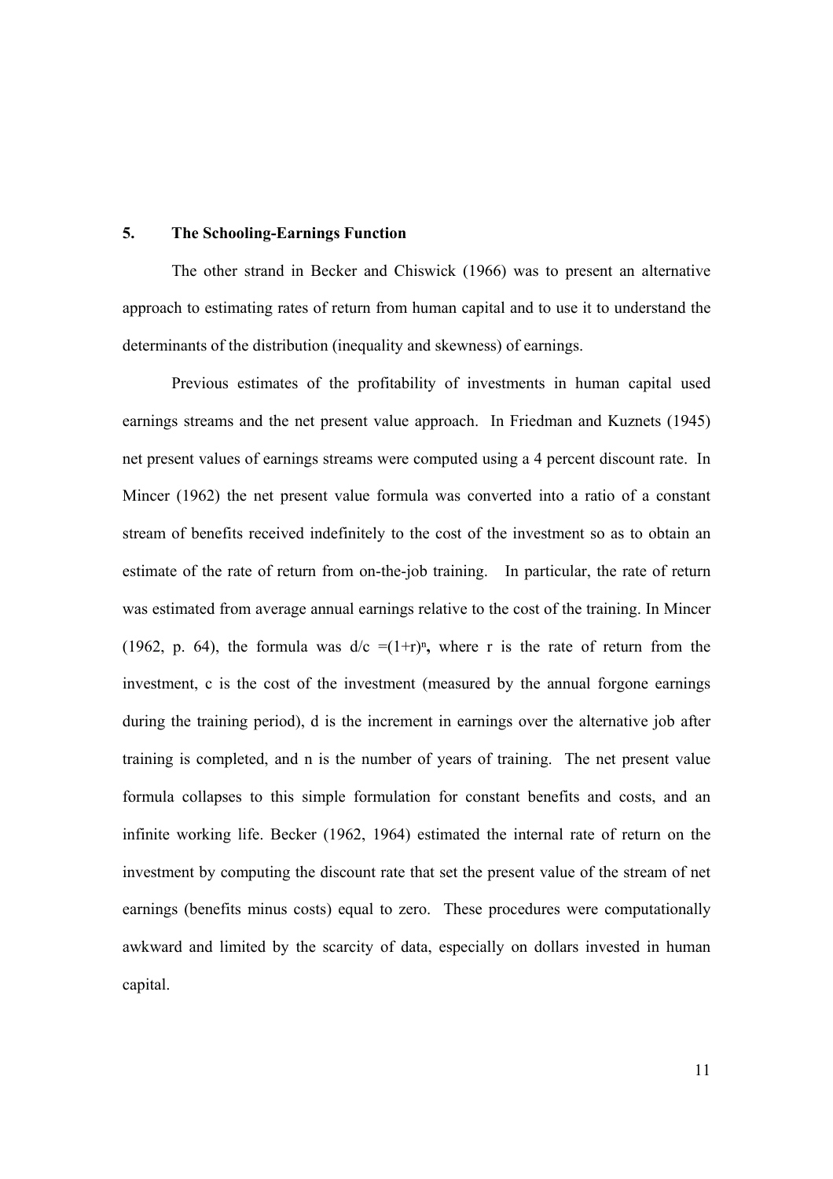## 5. The Schooling-Earnings Function

The other strand in Becker and Chiswick (1966) was to present an alternative approach to estimating rates of return from human capital and to use it to understand the determinants of the distribution (inequality and skewness) of earnings.

Previous estimates of the profitability of investments in human capital used earnings streams and the net present value approach. In Friedman and Kuznets (1945) net present values of earnings streams were computed using a 4 percent discount rate. In Mincer (1962) the net present value formula was converted into a ratio of a constant stream of benefits received indefinitely to the cost of the investment so as to obtain an estimate of the rate of return from on-the-job training. In particular, the rate of return was estimated from average annual earnings relative to the cost of the training. In Mincer (1962, p. 64), the formula was $d/c = (1+r)^n$, where r is the rate of return from the investment, c is the cost of the investment (measured by the annual forgone earnings during the training period), d is the increment in earnings over the alternative job after training is completed, and n is the number of years of training. The net present value formula collapses to this simple formulation for constant benefits and costs, and an infinite working life. Becker (1962, 1964) estimated the internal rate of return on the investment by computing the discount rate that set the present value of the stream of net earnings (benefits minus costs) equal to zero. These procedures were computationally awkward and limited by the scarcity of data, especially on dollars invested in human capital.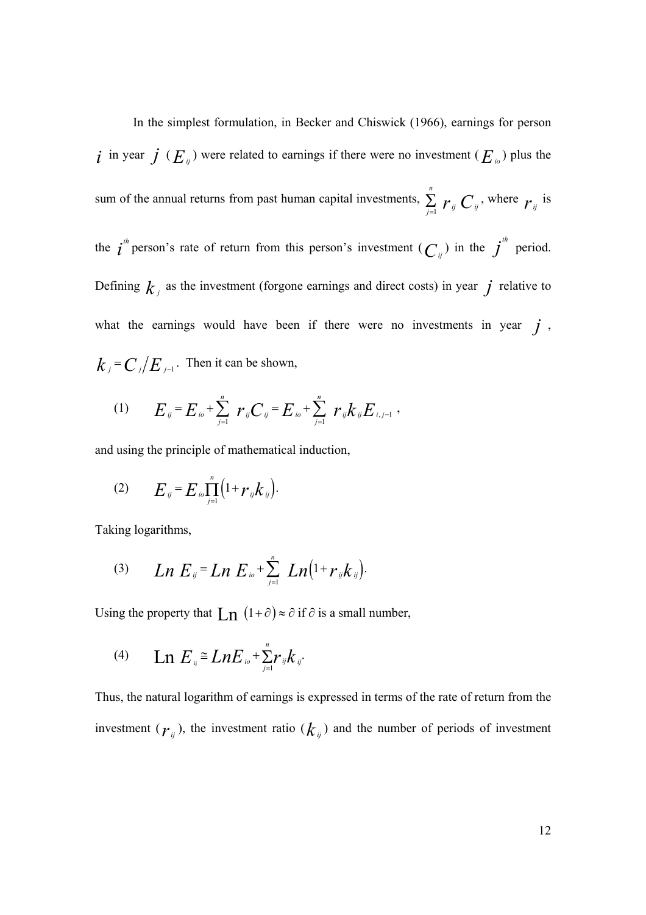In the simplest formulation, in Becker and Chiswick (1966), earnings for person $i$ in year $j$ ($E_{ij}$) were related to earnings if there were no investment ($E_{io}$) plus the sum of the annual returns from past human capital investments, $\sum_{j=1}^{n} r_{ij} C_{ij}$, where $r_{ij}$ is the $i^{th}$ person's rate of return from this person's investment ($C_{ij}$) in the $j^{th}$ period. Defining $k_j$ as the investment (forgone earnings and direct costs) in year $j$ relative to what the earnings would have been if there were no investments in year $j$, $k_j = C_j / E_{j-1}$. Then it can be shown,

$$(1) \qquad E_{ij} = E_{io} + \sum_{j=1}^{n} r_{ij} C_{ij} = E_{io} + \sum_{j=1}^{n} r_{ij} k_{ij} E_{i,j-1} \, ,$$

and using the principle of mathematical induction,

$$(2) \qquad E_{ij} = E_{io} \prod_{j=1}^{n} \left(1 + r_{ij} k_{ij}\right).$$

Taking logarithms,

$$(3) \qquad Ln\, E_{ij} = Ln\, E_{io} + \sum_{j=1}^{n} Ln\left(1 + r_{ij} k_{ij}\right).$$

Using the property that $\mathrm{Ln}\,(1+\partial) \approx \partial$ if $\partial$ is a small number,

$$(4) \qquad \mathrm{Ln}\, E_{ij} \cong Ln E_{io} + \sum_{j=1}^{n} r_{ij} k_{ij}.$$

Thus, the natural logarithm of earnings is expressed in terms of the rate of return from the investment ($r_{ij}$), the investment ratio ($k_{ij}$) and the number of periods of investment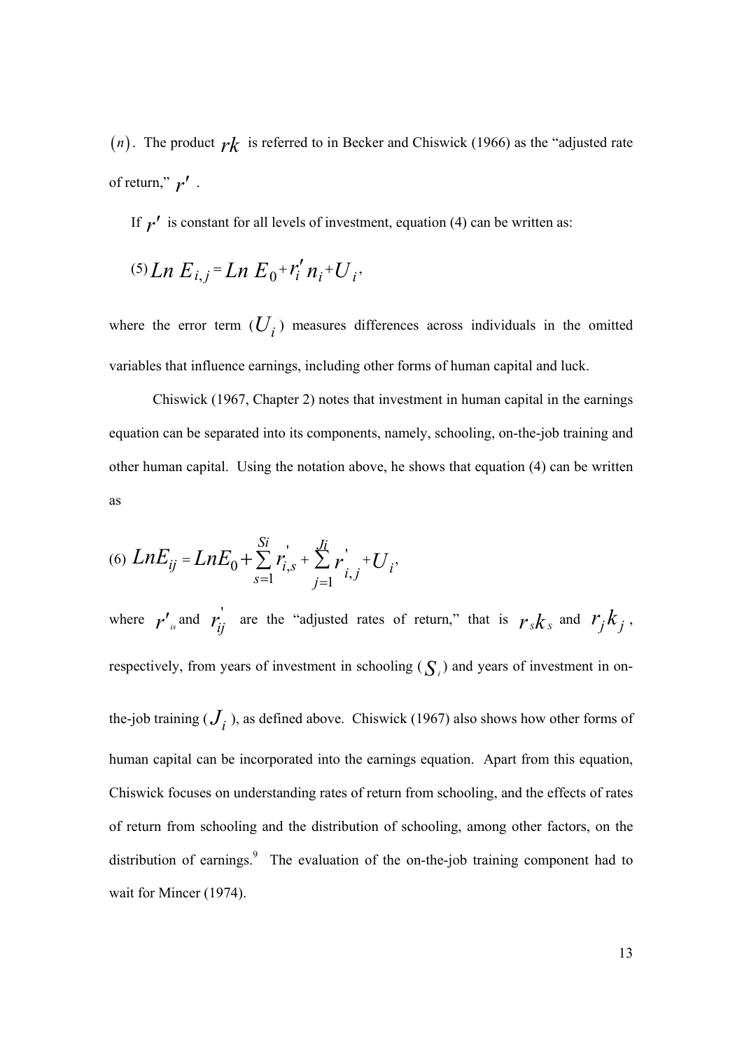$(n)$. The product $rk$ is referred to in Becker and Chiswick (1966) as the "adjusted rate of return," $r'$.

If $r'$ is constant for all levels of investment, equation (4) can be written as:

$$(5)\ Ln\ E_{i,j} = Ln\ E_0 + r_i' n_i + U_i,$$

where the error term ($U_i$) measures differences across individuals in the omitted variables that influence earnings, including other forms of human capital and luck.

Chiswick (1967, Chapter 2) notes that investment in human capital in the earnings equation can be separated into its components, namely, schooling, on-the-job training and other human capital. Using the notation above, he shows that equation (4) can be written as

$$(6)\ LnE_{ij} = LnE_0 + \sum_{s=1}^{Si} r_{i,s}' + \sum_{j=1}^{Ji} r_{i,j}' + U_i,$$

where $r'_{is}$ and $r_{ij}'$ are the "adjusted rates of return," that is $r_s k_s$ and $r_j k_j$, respectively, from years of investment in schooling ($S_i$) and years of investment in on-the-job training ($J_i$), as defined above. Chiswick (1967) also shows how other forms of human capital can be incorporated into the earnings equation. Apart from this equation, Chiswick focuses on understanding rates of return from schooling, and the effects of rates of return from schooling and the distribution of schooling, among other factors, on the distribution of earnings.[9] The evaluation of the on-the-job training component had to wait for Mincer (1974).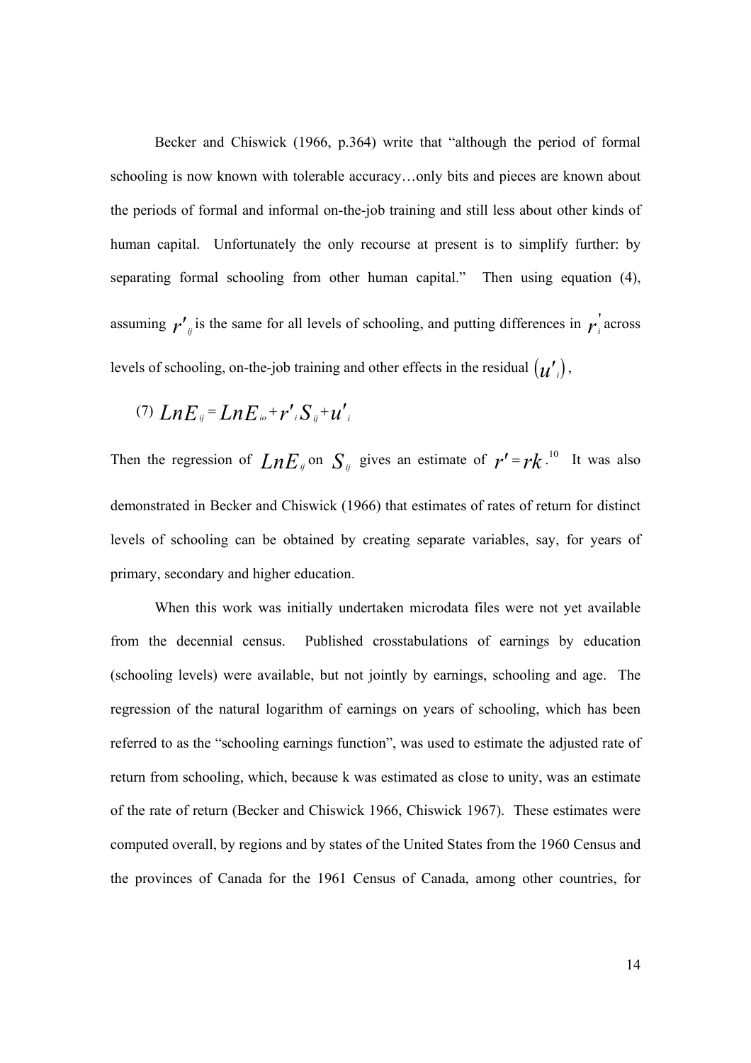Becker and Chiswick (1966, p.364) write that "although the period of formal schooling is now known with tolerable accuracy…only bits and pieces are known about the periods of formal and informal on-the-job training and still less about other kinds of human capital. Unfortunately the only recourse at present is to simplify further: by separating formal schooling from other human capital." Then using equation (4), assuming $r'_{ij}$ is the same for all levels of schooling, and putting differences in $r'_i$ across levels of schooling, on-the-job training and other effects in the residual $(u'_i)$,

$$(7)\quad LnE_{ij} = LnE_{io} + r'_i S_{ij} + u'_i$$

Then the regression of $LnE_{ij}$ on $S_{ij}$ gives an estimate of $r' = rk$.[10] It was also demonstrated in Becker and Chiswick (1966) that estimates of rates of return for distinct levels of schooling can be obtained by creating separate variables, say, for years of primary, secondary and higher education.

When this work was initially undertaken microdata files were not yet available from the decennial census. Published crosstabulations of earnings by education (schooling levels) were available, but not jointly by earnings, schooling and age. The regression of the natural logarithm of earnings on years of schooling, which has been referred to as the "schooling earnings function", was used to estimate the adjusted rate of return from schooling, which, because k was estimated as close to unity, was an estimate of the rate of return (Becker and Chiswick 1966, Chiswick 1967). These estimates were computed overall, by regions and by states of the United States from the 1960 Census and the provinces of Canada for the 1961 Census of Canada, among other countries, for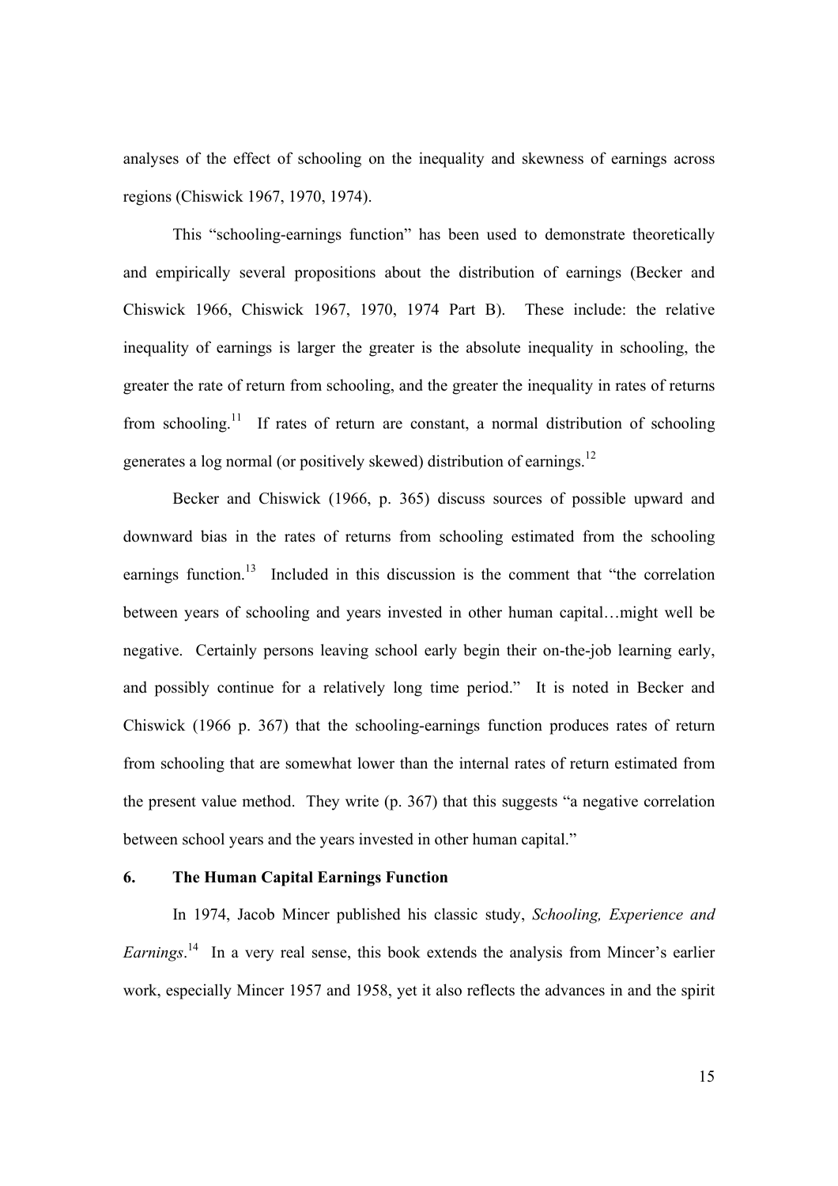analyses of the effect of schooling on the inequality and skewness of earnings across regions (Chiswick 1967, 1970, 1974).

This "schooling-earnings function" has been used to demonstrate theoretically and empirically several propositions about the distribution of earnings (Becker and Chiswick 1966, Chiswick 1967, 1970, 1974 Part B). These include: the relative inequality of earnings is larger the greater is the absolute inequality in schooling, the greater the rate of return from schooling, and the greater the inequality in rates of returns from schooling.[11] If rates of return are constant, a normal distribution of schooling generates a log normal (or positively skewed) distribution of earnings.[12]

Becker and Chiswick (1966, p. 365) discuss sources of possible upward and downward bias in the rates of returns from schooling estimated from the schooling earnings function.[13] Included in this discussion is the comment that "the correlation between years of schooling and years invested in other human capital…might well be negative. Certainly persons leaving school early begin their on-the-job learning early, and possibly continue for a relatively long time period." It is noted in Becker and Chiswick (1966 p. 367) that the schooling-earnings function produces rates of return from schooling that are somewhat lower than the internal rates of return estimated from the present value method. They write (p. 367) that this suggests "a negative correlation between school years and the years invested in other human capital."

## 6. The Human Capital Earnings Function

In 1974, Jacob Mincer published his classic study, *Schooling, Experience and Earnings*.[14] In a very real sense, this book extends the analysis from Mincer's earlier work, especially Mincer 1957 and 1958, yet it also reflects the advances in and the spirit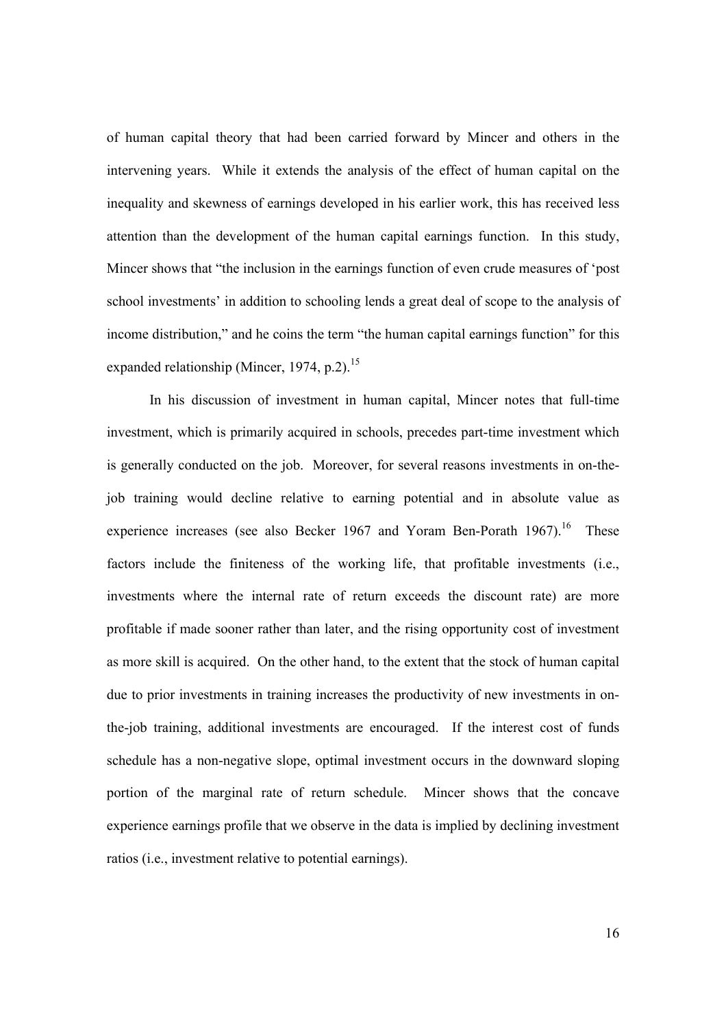of human capital theory that had been carried forward by Mincer and others in the intervening years. While it extends the analysis of the effect of human capital on the inequality and skewness of earnings developed in his earlier work, this has received less attention than the development of the human capital earnings function. In this study, Mincer shows that "the inclusion in the earnings function of even crude measures of 'post school investments' in addition to schooling lends a great deal of scope to the analysis of income distribution," and he coins the term "the human capital earnings function" for this expanded relationship (Mincer, 1974, p.2).[15]

In his discussion of investment in human capital, Mincer notes that full-time investment, which is primarily acquired in schools, precedes part-time investment which is generally conducted on the job. Moreover, for several reasons investments in on-the-job training would decline relative to earning potential and in absolute value as experience increases (see also Becker 1967 and Yoram Ben-Porath 1967).[16] These factors include the finiteness of the working life, that profitable investments (i.e., investments where the internal rate of return exceeds the discount rate) are more profitable if made sooner rather than later, and the rising opportunity cost of investment as more skill is acquired. On the other hand, to the extent that the stock of human capital due to prior investments in training increases the productivity of new investments in on-the-job training, additional investments are encouraged. If the interest cost of funds schedule has a non-negative slope, optimal investment occurs in the downward sloping portion of the marginal rate of return schedule. Mincer shows that the concave experience earnings profile that we observe in the data is implied by declining investment ratios (i.e., investment relative to potential earnings).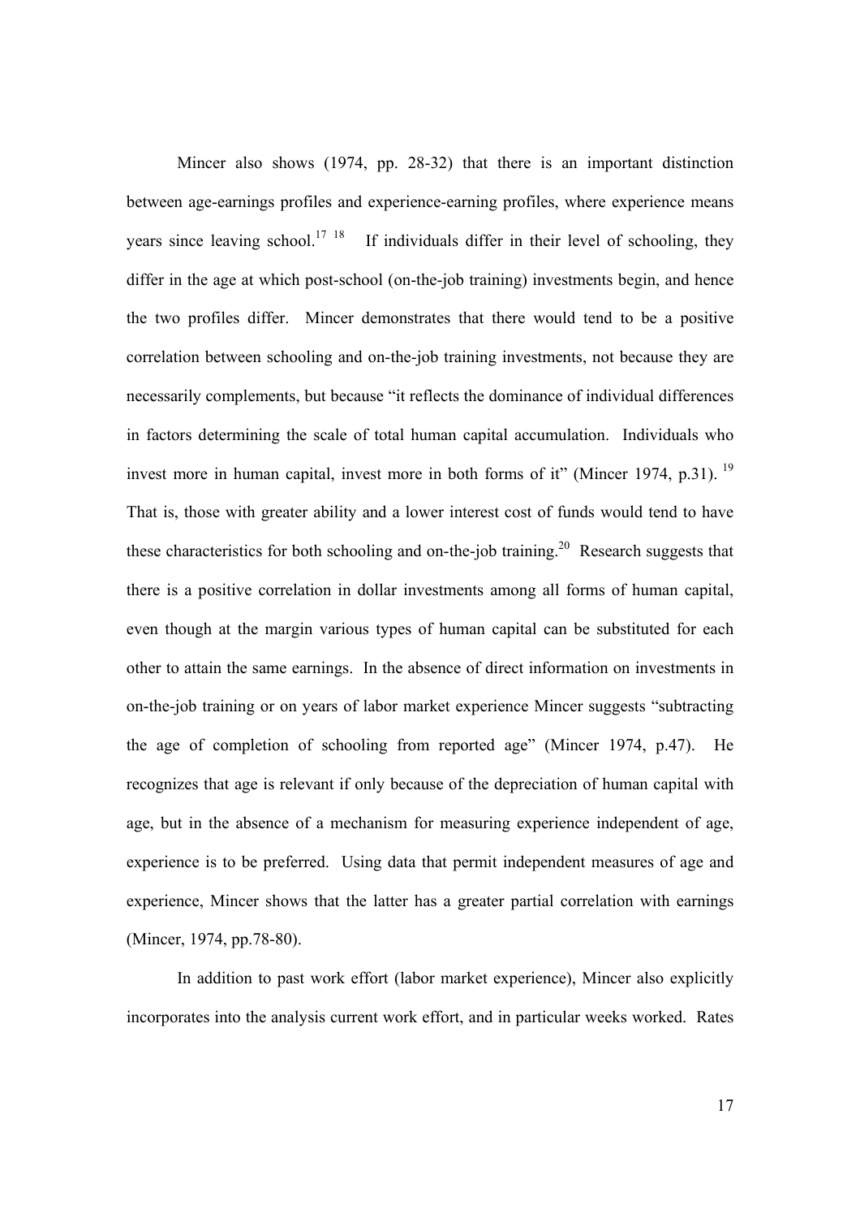Mincer also shows (1974, pp. 28-32) that there is an important distinction between age-earnings profiles and experience-earning profiles, where experience means years since leaving school.[17] [18] If individuals differ in their level of schooling, they differ in the age at which post-school (on-the-job training) investments begin, and hence the two profiles differ. Mincer demonstrates that there would tend to be a positive correlation between schooling and on-the-job training investments, not because they are necessarily complements, but because "it reflects the dominance of individual differences in factors determining the scale of total human capital accumulation. Individuals who invest more in human capital, invest more in both forms of it" (Mincer 1974, p.31).[19] That is, those with greater ability and a lower interest cost of funds would tend to have these characteristics for both schooling and on-the-job training.[20] Research suggests that there is a positive correlation in dollar investments among all forms of human capital, even though at the margin various types of human capital can be substituted for each other to attain the same earnings. In the absence of direct information on investments in on-the-job training or on years of labor market experience Mincer suggests "subtracting the age of completion of schooling from reported age" (Mincer 1974, p.47). He recognizes that age is relevant if only because of the depreciation of human capital with age, but in the absence of a mechanism for measuring experience independent of age, experience is to be preferred. Using data that permit independent measures of age and experience, Mincer shows that the latter has a greater partial correlation with earnings (Mincer, 1974, pp.78-80).

In addition to past work effort (labor market experience), Mincer also explicitly incorporates into the analysis current work effort, and in particular weeks worked. Rates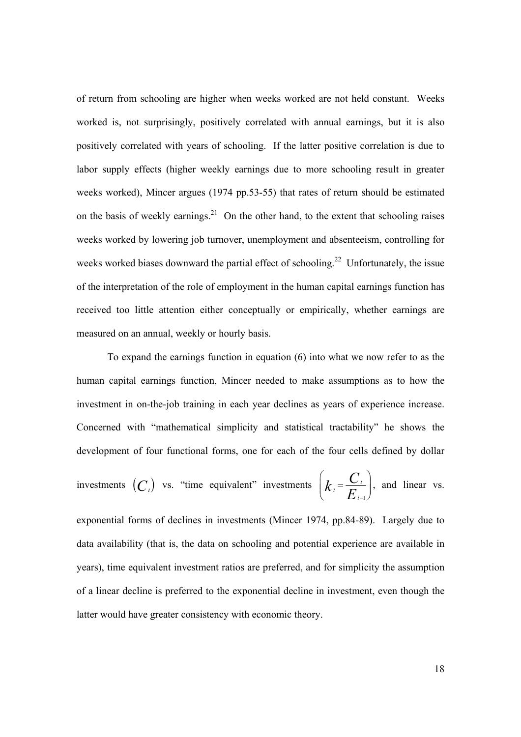of return from schooling are higher when weeks worked are not held constant. Weeks worked is, not surprisingly, positively correlated with annual earnings, but it is also positively correlated with years of schooling. If the latter positive correlation is due to labor supply effects (higher weekly earnings due to more schooling result in greater weeks worked), Mincer argues (1974 pp.53-55) that rates of return should be estimated on the basis of weekly earnings.[21] On the other hand, to the extent that schooling raises weeks worked by lowering job turnover, unemployment and absenteeism, controlling for weeks worked biases downward the partial effect of schooling.[22] Unfortunately, the issue of the interpretation of the role of employment in the human capital earnings function has received too little attention either conceptually or empirically, whether earnings are measured on an annual, weekly or hourly basis.

To expand the earnings function in equation (6) into what we now refer to as the human capital earnings function, Mincer needed to make assumptions as to how the investment in on-the-job training in each year declines as years of experience increase. Concerned with "mathematical simplicity and statistical tractability" he shows the development of four functional forms, one for each of the four cells defined by dollar investments $(C_t)$ vs. "time equivalent" investments $\left(k_t = \frac{C_t}{E_{t-1}}\right)$, and linear vs. exponential forms of declines in investments (Mincer 1974, pp.84-89). Largely due to data availability (that is, the data on schooling and potential experience are available in years), time equivalent investment ratios are preferred, and for simplicity the assumption of a linear decline is preferred to the exponential decline in investment, even though the latter would have greater consistency with economic theory.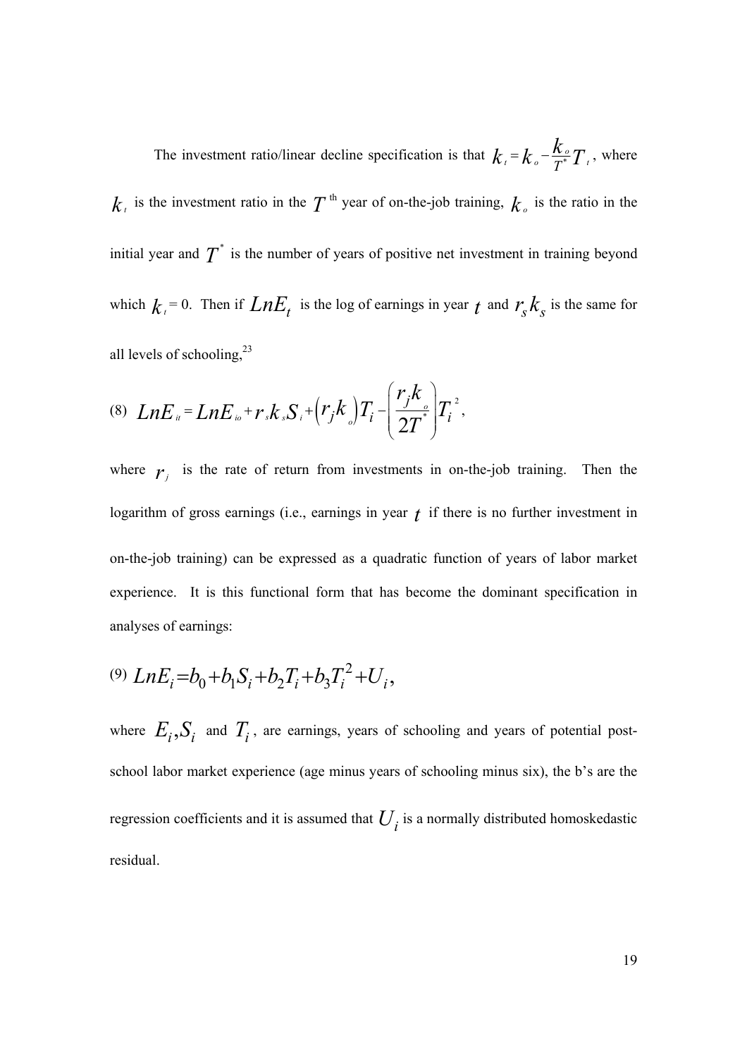The investment ratio/linear decline specification is that $k_t = k_o - \frac{k_o}{T^*} T_t$, where $k_t$ is the investment ratio in the $T$ th year of on-the-job training, $k_o$ is the ratio in the initial year and $T^*$ is the number of years of positive net investment in training beyond which $k_t$ = 0. Then if $LnE_t$ is the log of earnings in year $t$ and $r_s k_s$ is the same for all levels of schooling,[23]

$$(8)\quad LnE_{it} = LnE_{io} + r_s k_s S_i + \left(r_j k_o\right) T_i - \left(\frac{r_j k_o}{2T^*}\right) T_i^2,$$

where $r_j$ is the rate of return from investments in on-the-job training. Then the logarithm of gross earnings (i.e., earnings in year $t$ if there is no further investment in on-the-job training) can be expressed as a quadratic function of years of labor market experience. It is this functional form that has become the dominant specification in analyses of earnings:

$$(9)\quad LnE_i = b_0 + b_1 S_i + b_2 T_i + b_3 T_i^2 + U_i,$$

where $E_i, S_i$ and $T_i$, are earnings, years of schooling and years of potential post-school labor market experience (age minus years of schooling minus six), the b's are the regression coefficients and it is assumed that $U_i$ is a normally distributed homoskedastic residual.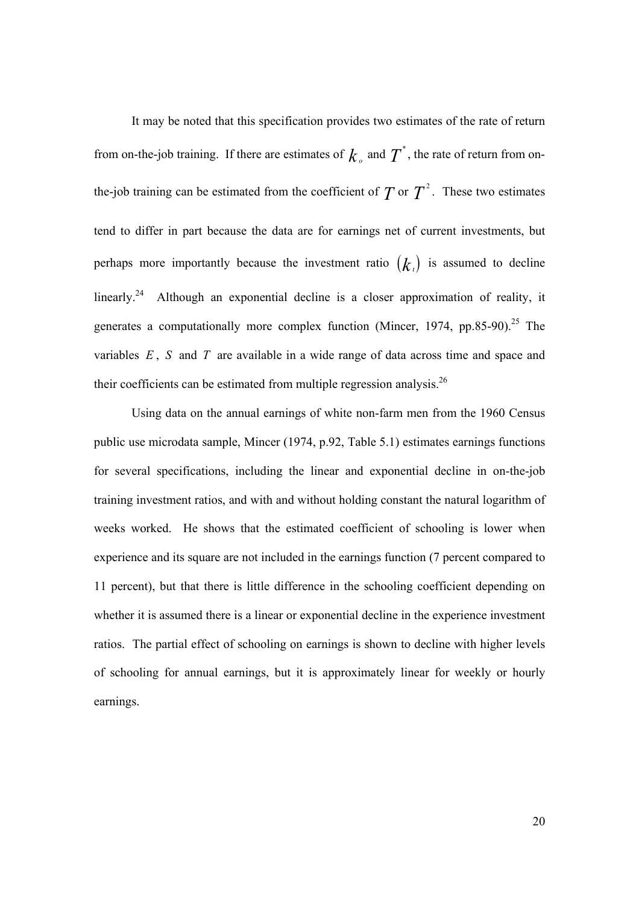It may be noted that this specification provides two estimates of the rate of return from on-the-job training. If there are estimates of $k_o$ and $T^*$, the rate of return from on-the-job training can be estimated from the coefficient of $T$ or $T^2$. These two estimates tend to differ in part because the data are for earnings net of current investments, but perhaps more importantly because the investment ratio $(k_t)$ is assumed to decline linearly.[24] Although an exponential decline is a closer approximation of reality, it generates a computationally more complex function (Mincer, 1974, pp.85-90).[25] The variables $E$, $S$ and $T$ are available in a wide range of data across time and space and their coefficients can be estimated from multiple regression analysis.[26]

Using data on the annual earnings of white non-farm men from the 1960 Census public use microdata sample, Mincer (1974, p.92, Table 5.1) estimates earnings functions for several specifications, including the linear and exponential decline in on-the-job training investment ratios, and with and without holding constant the natural logarithm of weeks worked. He shows that the estimated coefficient of schooling is lower when experience and its square are not included in the earnings function (7 percent compared to 11 percent), but that there is little difference in the schooling coefficient depending on whether it is assumed there is a linear or exponential decline in the experience investment ratios. The partial effect of schooling on earnings is shown to decline with higher levels of schooling for annual earnings, but it is approximately linear for weekly or hourly earnings.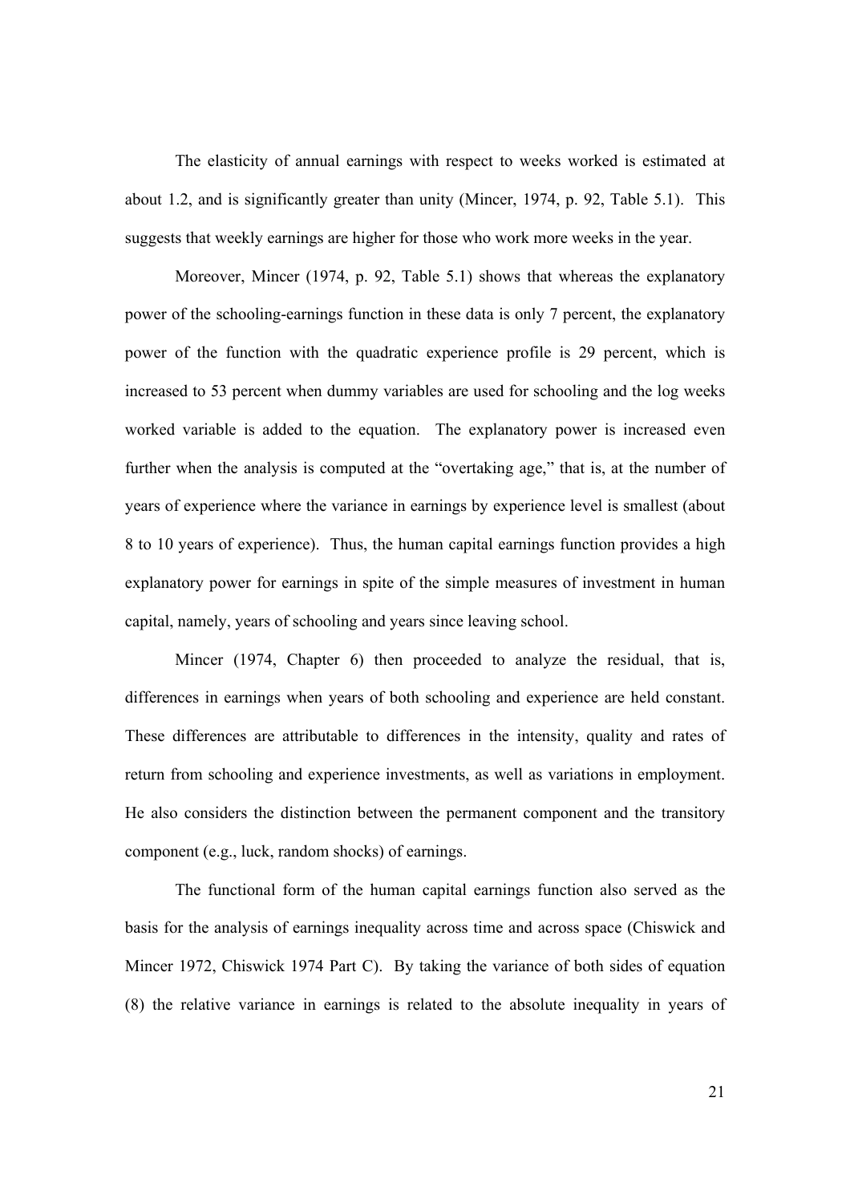The elasticity of annual earnings with respect to weeks worked is estimated at about 1.2, and is significantly greater than unity (Mincer, 1974, p. 92, Table 5.1). This suggests that weekly earnings are higher for those who work more weeks in the year.

Moreover, Mincer (1974, p. 92, Table 5.1) shows that whereas the explanatory power of the schooling-earnings function in these data is only 7 percent, the explanatory power of the function with the quadratic experience profile is 29 percent, which is increased to 53 percent when dummy variables are used for schooling and the log weeks worked variable is added to the equation. The explanatory power is increased even further when the analysis is computed at the "overtaking age," that is, at the number of years of experience where the variance in earnings by experience level is smallest (about 8 to 10 years of experience). Thus, the human capital earnings function provides a high explanatory power for earnings in spite of the simple measures of investment in human capital, namely, years of schooling and years since leaving school.

Mincer (1974, Chapter 6) then proceeded to analyze the residual, that is, differences in earnings when years of both schooling and experience are held constant. These differences are attributable to differences in the intensity, quality and rates of return from schooling and experience investments, as well as variations in employment. He also considers the distinction between the permanent component and the transitory component (e.g., luck, random shocks) of earnings.

The functional form of the human capital earnings function also served as the basis for the analysis of earnings inequality across time and across space (Chiswick and Mincer 1972, Chiswick 1974 Part C). By taking the variance of both sides of equation (8) the relative variance in earnings is related to the absolute inequality in years of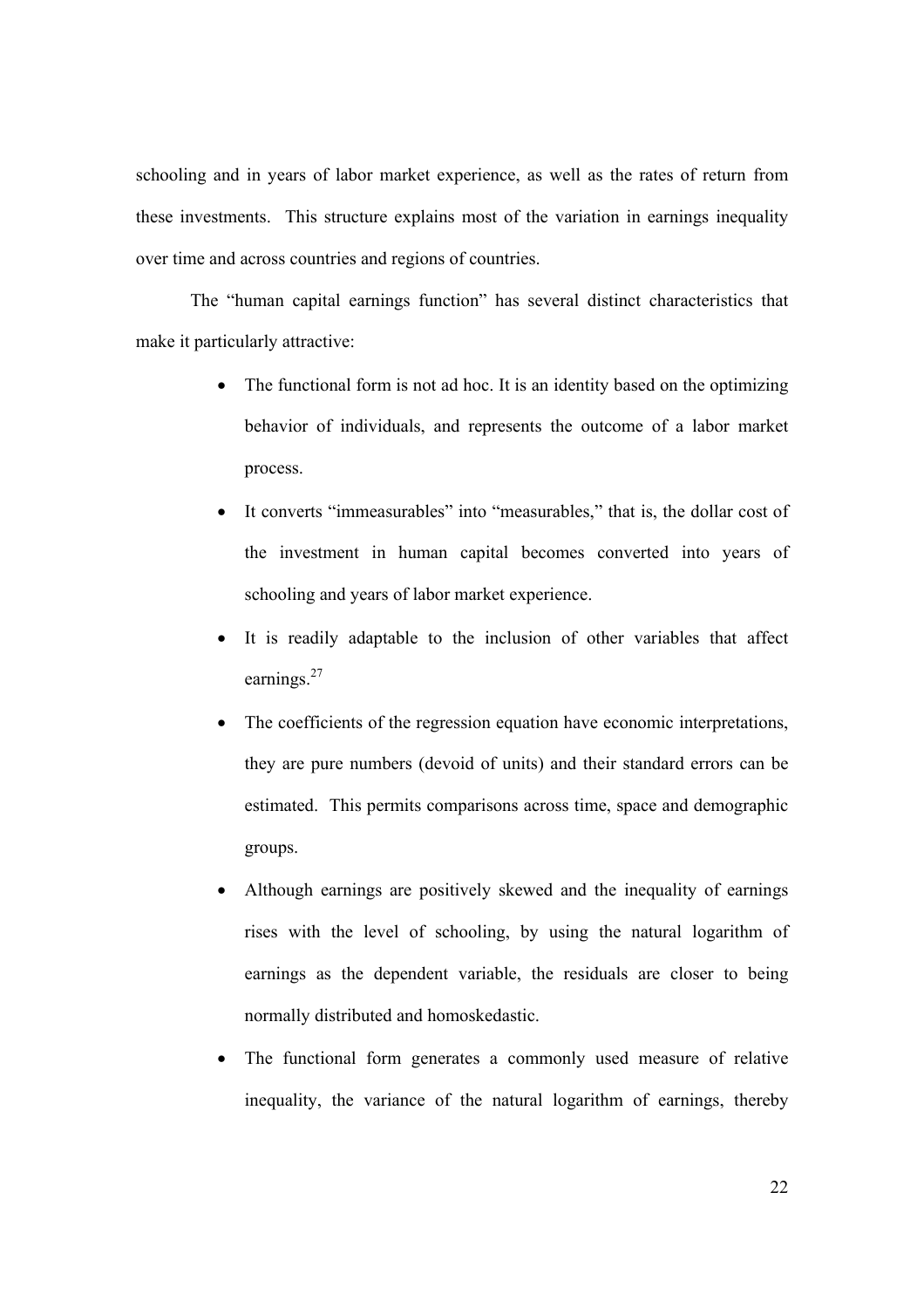schooling and in years of labor market experience, as well as the rates of return from these investments. This structure explains most of the variation in earnings inequality over time and across countries and regions of countries.

The "human capital earnings function" has several distinct characteristics that make it particularly attractive:

- The functional form is not ad hoc. It is an identity based on the optimizing behavior of individuals, and represents the outcome of a labor market process.
- It converts "immeasurables" into "measurables," that is, the dollar cost of the investment in human capital becomes converted into years of schooling and years of labor market experience.
- It is readily adaptable to the inclusion of other variables that affect earnings.[27]
- The coefficients of the regression equation have economic interpretations, they are pure numbers (devoid of units) and their standard errors can be estimated. This permits comparisons across time, space and demographic groups.
- Although earnings are positively skewed and the inequality of earnings rises with the level of schooling, by using the natural logarithm of earnings as the dependent variable, the residuals are closer to being normally distributed and homoskedastic.
- The functional form generates a commonly used measure of relative inequality, the variance of the natural logarithm of earnings, thereby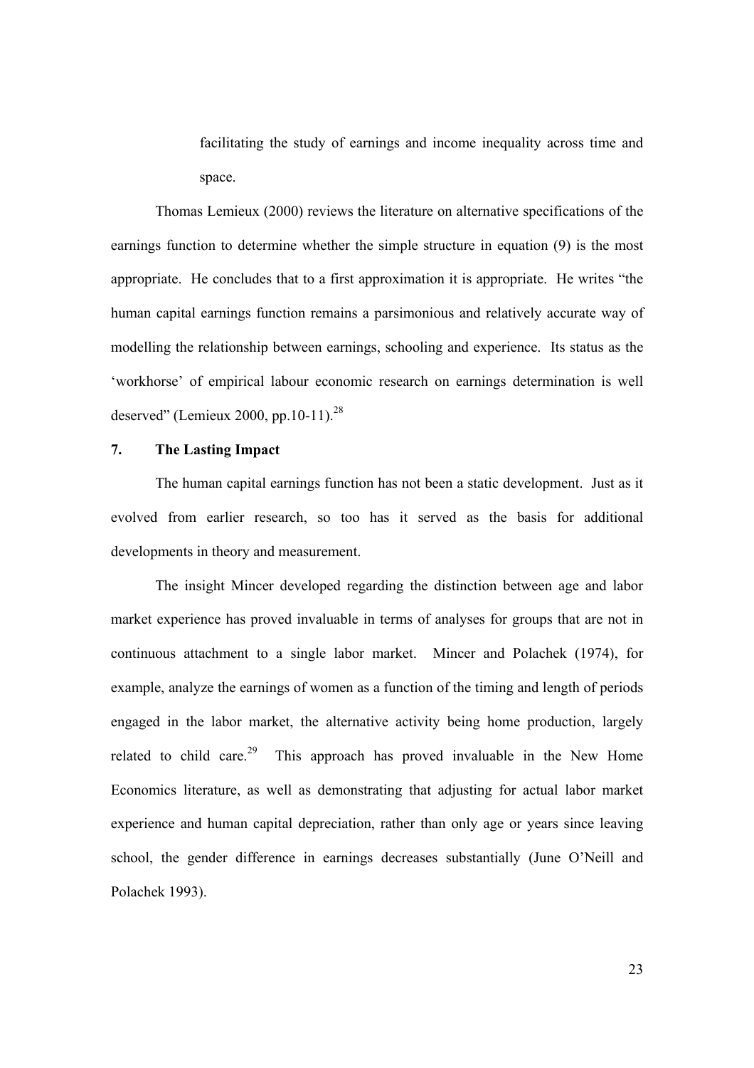facilitating the study of earnings and income inequality across time and space.

Thomas Lemieux (2000) reviews the literature on alternative specifications of the earnings function to determine whether the simple structure in equation (9) is the most appropriate. He concludes that to a first approximation it is appropriate. He writes "the human capital earnings function remains a parsimonious and relatively accurate way of modelling the relationship between earnings, schooling and experience. Its status as the 'workhorse' of empirical labour economic research on earnings determination is well deserved" (Lemieux 2000, pp.10-11).[28]

## 7. The Lasting Impact

The human capital earnings function has not been a static development. Just as it evolved from earlier research, so too has it served as the basis for additional developments in theory and measurement.

The insight Mincer developed regarding the distinction between age and labor market experience has proved invaluable in terms of analyses for groups that are not in continuous attachment to a single labor market. Mincer and Polachek (1974), for example, analyze the earnings of women as a function of the timing and length of periods engaged in the labor market, the alternative activity being home production, largely related to child care.[29] This approach has proved invaluable in the New Home Economics literature, as well as demonstrating that adjusting for actual labor market experience and human capital depreciation, rather than only age or years since leaving school, the gender difference in earnings decreases substantially (June O'Neill and Polachek 1993).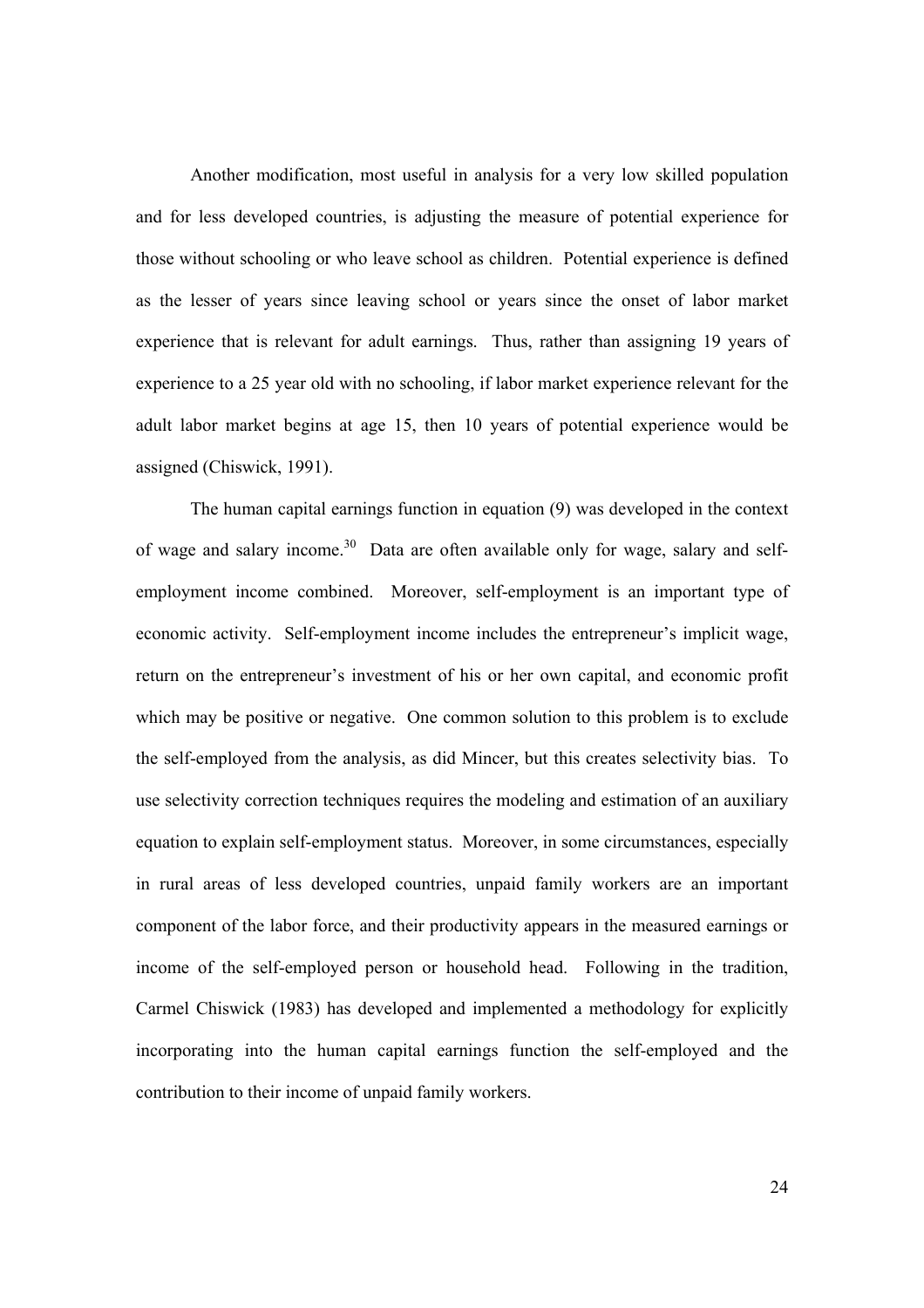Another modification, most useful in analysis for a very low skilled population and for less developed countries, is adjusting the measure of potential experience for those without schooling or who leave school as children. Potential experience is defined as the lesser of years since leaving school or years since the onset of labor market experience that is relevant for adult earnings. Thus, rather than assigning 19 years of experience to a 25 year old with no schooling, if labor market experience relevant for the adult labor market begins at age 15, then 10 years of potential experience would be assigned (Chiswick, 1991).

The human capital earnings function in equation (9) was developed in the context of wage and salary income.[30] Data are often available only for wage, salary and self-employment income combined. Moreover, self-employment is an important type of economic activity. Self-employment income includes the entrepreneur's implicit wage, return on the entrepreneur's investment of his or her own capital, and economic profit which may be positive or negative. One common solution to this problem is to exclude the self-employed from the analysis, as did Mincer, but this creates selectivity bias. To use selectivity correction techniques requires the modeling and estimation of an auxiliary equation to explain self-employment status. Moreover, in some circumstances, especially in rural areas of less developed countries, unpaid family workers are an important component of the labor force, and their productivity appears in the measured earnings or income of the self-employed person or household head. Following in the tradition, Carmel Chiswick (1983) has developed and implemented a methodology for explicitly incorporating into the human capital earnings function the self-employed and the contribution to their income of unpaid family workers.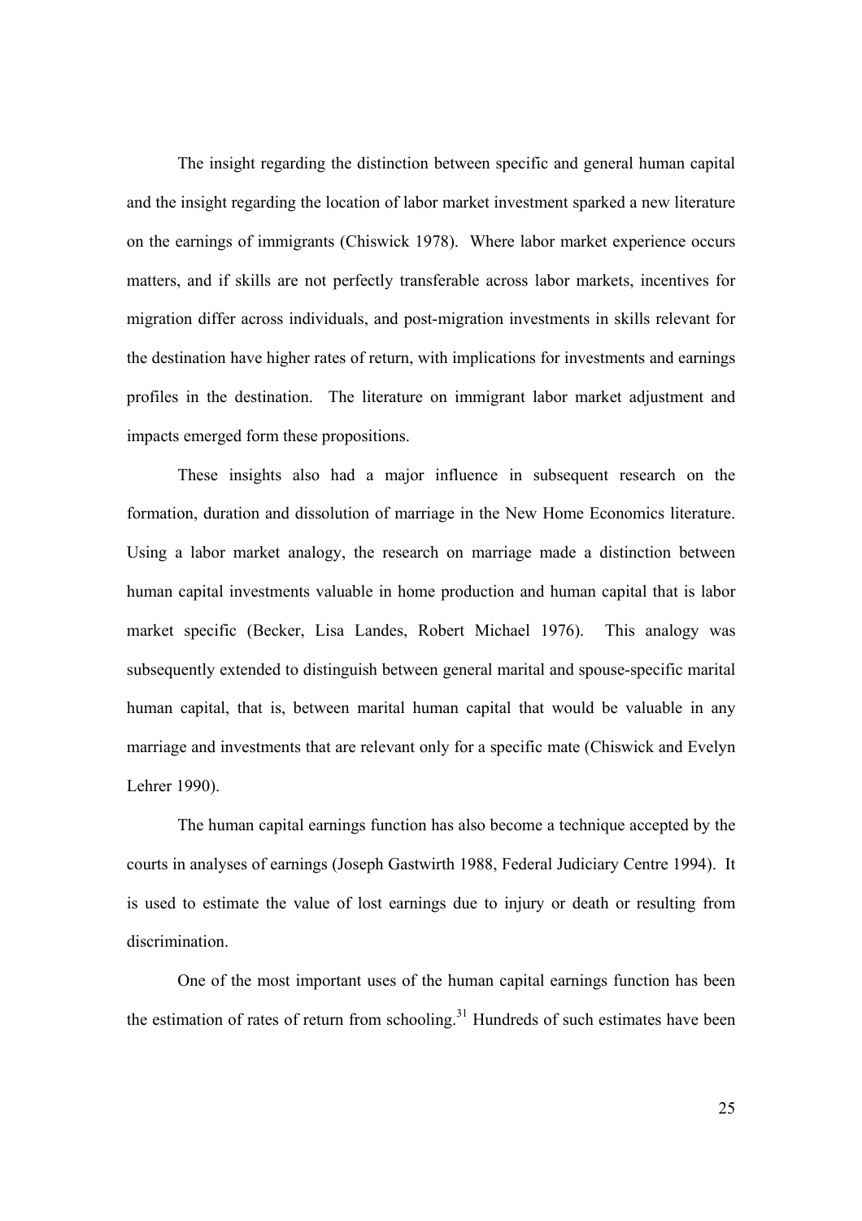The insight regarding the distinction between specific and general human capital and the insight regarding the location of labor market investment sparked a new literature on the earnings of immigrants (Chiswick 1978). Where labor market experience occurs matters, and if skills are not perfectly transferable across labor markets, incentives for migration differ across individuals, and post-migration investments in skills relevant for the destination have higher rates of return, with implications for investments and earnings profiles in the destination. The literature on immigrant labor market adjustment and impacts emerged form these propositions.

These insights also had a major influence in subsequent research on the formation, duration and dissolution of marriage in the New Home Economics literature. Using a labor market analogy, the research on marriage made a distinction between human capital investments valuable in home production and human capital that is labor market specific (Becker, Lisa Landes, Robert Michael 1976). This analogy was subsequently extended to distinguish between general marital and spouse-specific marital human capital, that is, between marital human capital that would be valuable in any marriage and investments that are relevant only for a specific mate (Chiswick and Evelyn Lehrer 1990).

The human capital earnings function has also become a technique accepted by the courts in analyses of earnings (Joseph Gastwirth 1988, Federal Judiciary Centre 1994). It is used to estimate the value of lost earnings due to injury or death or resulting from discrimination.

One of the most important uses of the human capital earnings function has been the estimation of rates of return from schooling.[31] Hundreds of such estimates have been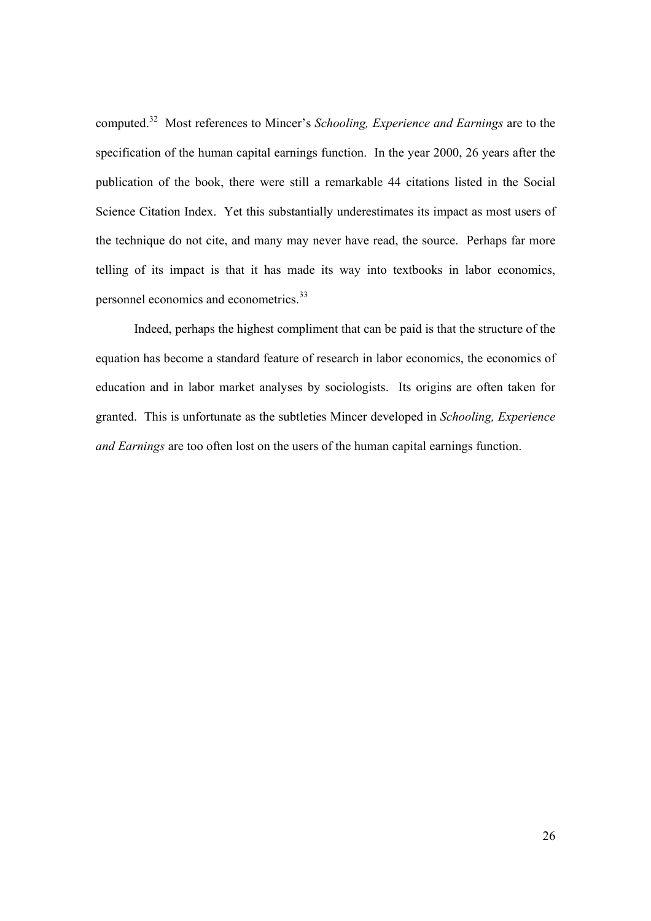computed.[32] Most references to Mincer's *Schooling, Experience and Earnings* are to the specification of the human capital earnings function. In the year 2000, 26 years after the publication of the book, there were still a remarkable 44 citations listed in the Social Science Citation Index. Yet this substantially underestimates its impact as most users of the technique do not cite, and many may never have read, the source. Perhaps far more telling of its impact is that it has made its way into textbooks in labor economics, personnel economics and econometrics.[33]

Indeed, perhaps the highest compliment that can be paid is that the structure of the equation has become a standard feature of research in labor economics, the economics of education and in labor market analyses by sociologists. Its origins are often taken for granted. This is unfortunate as the subtleties Mincer developed in *Schooling, Experience and Earnings* are too often lost on the users of the human capital earnings function.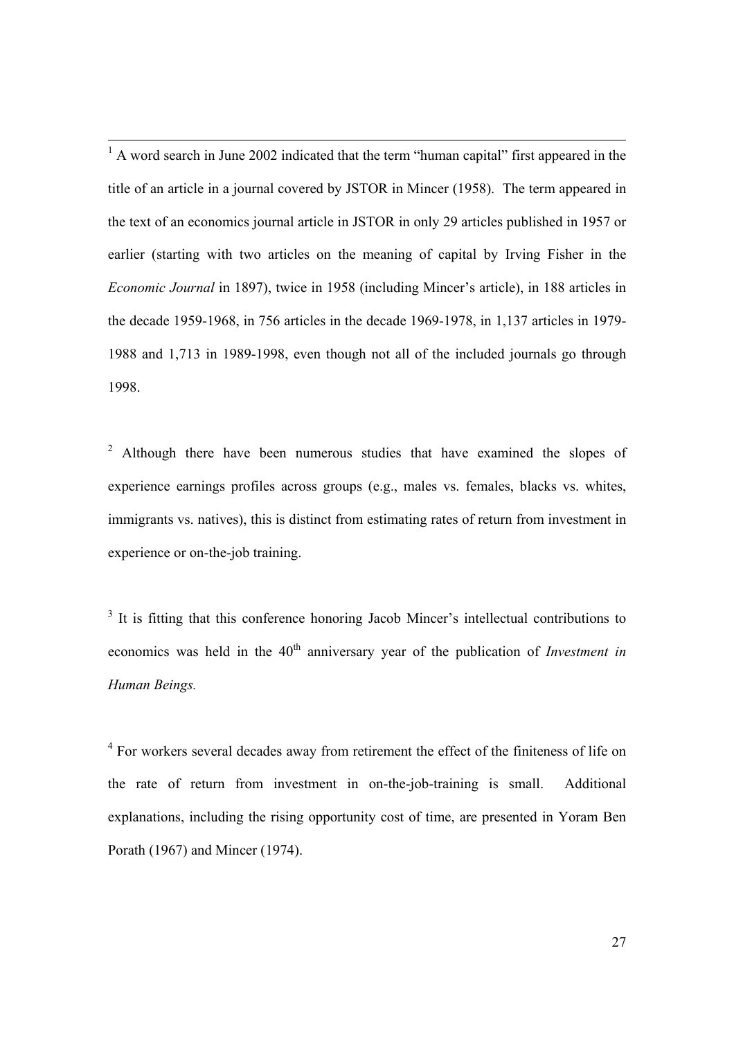[1] A word search in June 2002 indicated that the term "human capital" first appeared in the title of an article in a journal covered by JSTOR in Mincer (1958). The term appeared in the text of an economics journal article in JSTOR in only 29 articles published in 1957 or earlier (starting with two articles on the meaning of capital by Irving Fisher in the *Economic Journal* in 1897), twice in 1958 (including Mincer's article), in 188 articles in the decade 1959-1968, in 756 articles in the decade 1969-1978, in 1,137 articles in 1979-1988 and 1,713 in 1989-1998, even though not all of the included journals go through 1998.

[2] Although there have been numerous studies that have examined the slopes of experience earnings profiles across groups (e.g., males vs. females, blacks vs. whites, immigrants vs. natives), this is distinct from estimating rates of return from investment in experience or on-the-job training.

[3] It is fitting that this conference honoring Jacob Mincer's intellectual contributions to economics was held in the 40th anniversary year of the publication of *Investment in Human Beings.*

[4] For workers several decades away from retirement the effect of the finiteness of life on the rate of return from investment in on-the-job-training is small. Additional explanations, including the rising opportunity cost of time, are presented in Yoram Ben Porath (1967) and Mincer (1974).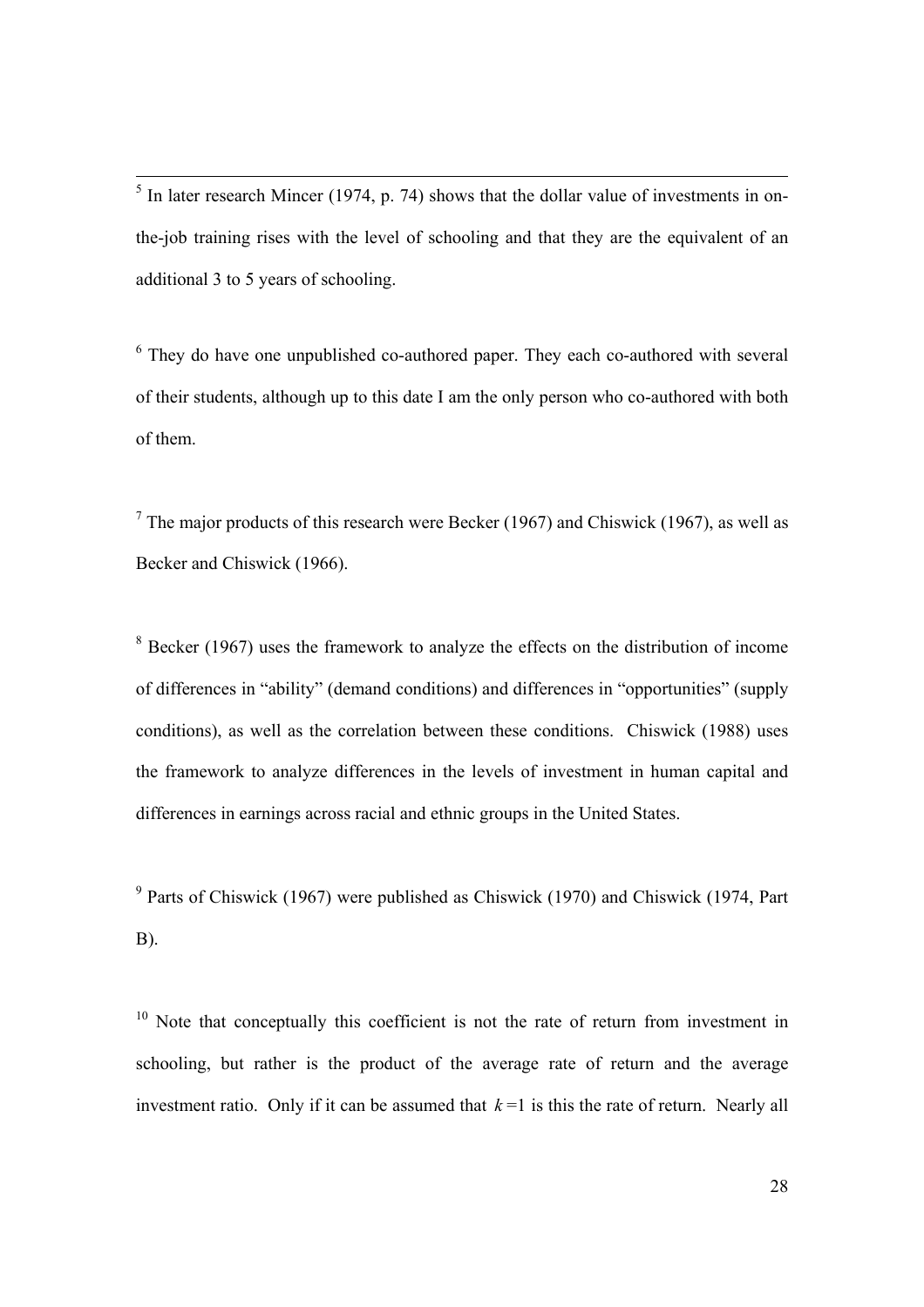[5] In later research Mincer (1974, p. 74) shows that the dollar value of investments in on-the-job training rises with the level of schooling and that they are the equivalent of an additional 3 to 5 years of schooling.

[6] They do have one unpublished co-authored paper. They each co-authored with several of their students, although up to this date I am the only person who co-authored with both of them.

[7] The major products of this research were Becker (1967) and Chiswick (1967), as well as Becker and Chiswick (1966).

[8] Becker (1967) uses the framework to analyze the effects on the distribution of income of differences in "ability" (demand conditions) and differences in "opportunities" (supply conditions), as well as the correlation between these conditions. Chiswick (1988) uses the framework to analyze differences in the levels of investment in human capital and differences in earnings across racial and ethnic groups in the United States.

[9] Parts of Chiswick (1967) were published as Chiswick (1970) and Chiswick (1974, Part B).

[10] Note that conceptually this coefficient is not the rate of return from investment in schooling, but rather is the product of the average rate of return and the average investment ratio. Only if it can be assumed that $k = 1$ is this the rate of return. Nearly all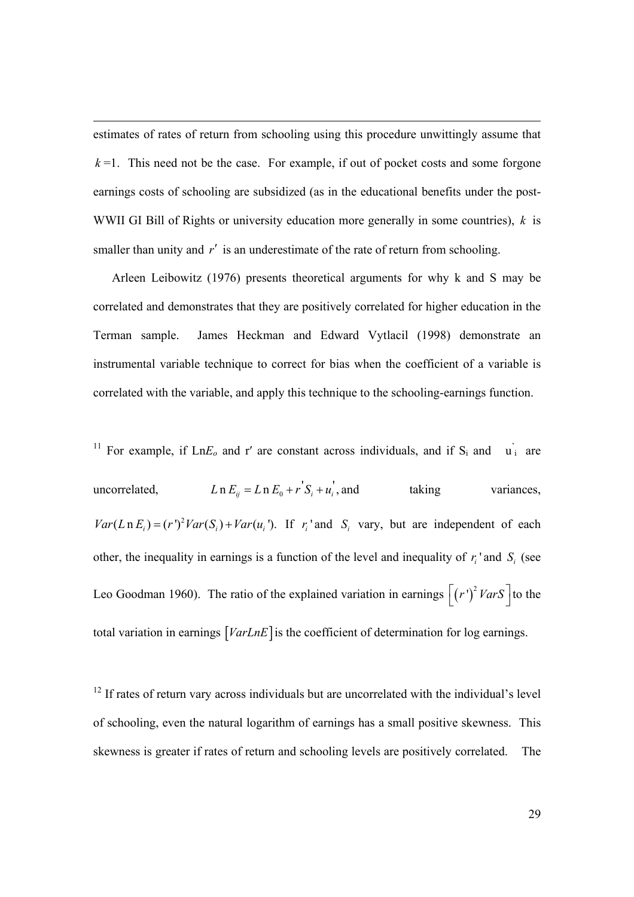estimates of rates of return from schooling using this procedure unwittingly assume that $k$ =1. This need not be the case. For example, if out of pocket costs and some forgone earnings costs of schooling are subsidized (as in the educational benefits under the post-WWII GI Bill of Rights or university education more generally in some countries), $k$ is smaller than unity and $r'$ is an underestimate of the rate of return from schooling.

Arleen Leibowitz (1976) presents theoretical arguments for why k and S may be correlated and demonstrates that they are positively correlated for higher education in the Terman sample. James Heckman and Edward Vytlacil (1998) demonstrate an instrumental variable technique to correct for bias when the coefficient of a variable is correlated with the variable, and apply this technique to the schooling-earnings function.

[11] For example, if Ln$E_o$ and r′ are constant across individuals, and if $S_i$ and $u_i'$ are uncorrelated, $Ln\,E_{ij} = Ln\,E_0 + r'S_i + u_i'$, and taking variances, $Var(Ln\,E_i) = (r')^2 Var(S_i) + Var(u_i')$. If $r_i'$ and $S_i$ vary, but are independent of each other, the inequality in earnings is a function of the level and inequality of $r_i'$ and $S_i$ (see Leo Goodman 1960). The ratio of the explained variation in earnings $\left[(r')^2 VarS\right]$ to the total variation in earnings $\left[VarLnE\right]$ is the coefficient of determination for log earnings.

[12] If rates of return vary across individuals but are uncorrelated with the individual's level of schooling, even the natural logarithm of earnings has a small positive skewness. This skewness is greater if rates of return and schooling levels are positively correlated. The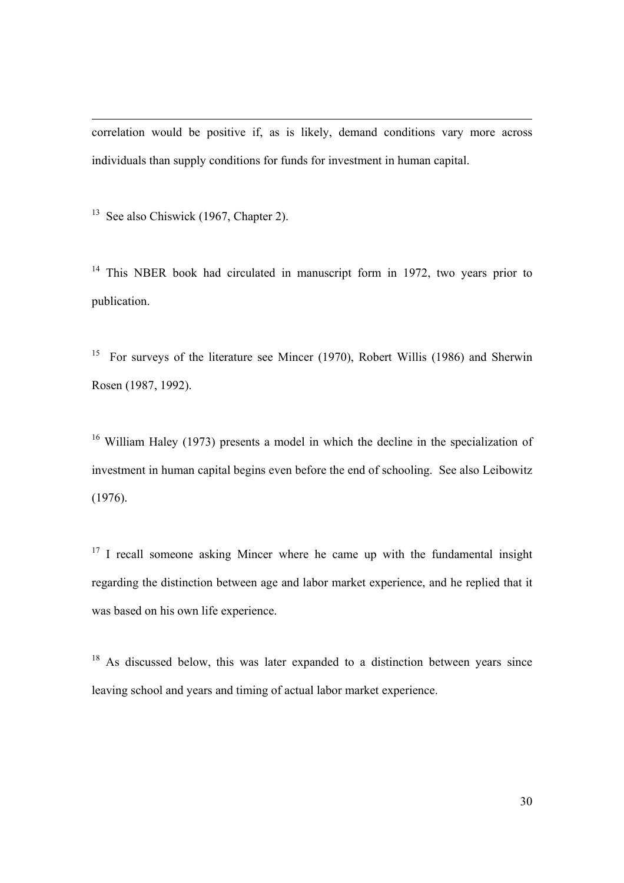correlation would be positive if, as is likely, demand conditions vary more across individuals than supply conditions for funds for investment in human capital.

[13] See also Chiswick (1967, Chapter 2).

[14] This NBER book had circulated in manuscript form in 1972, two years prior to publication.

[15] For surveys of the literature see Mincer (1970), Robert Willis (1986) and Sherwin Rosen (1987, 1992).

[16] William Haley (1973) presents a model in which the decline in the specialization of investment in human capital begins even before the end of schooling. See also Leibowitz (1976).

[17] I recall someone asking Mincer where he came up with the fundamental insight regarding the distinction between age and labor market experience, and he replied that it was based on his own life experience.

[18] As discussed below, this was later expanded to a distinction between years since leaving school and years and timing of actual labor market experience.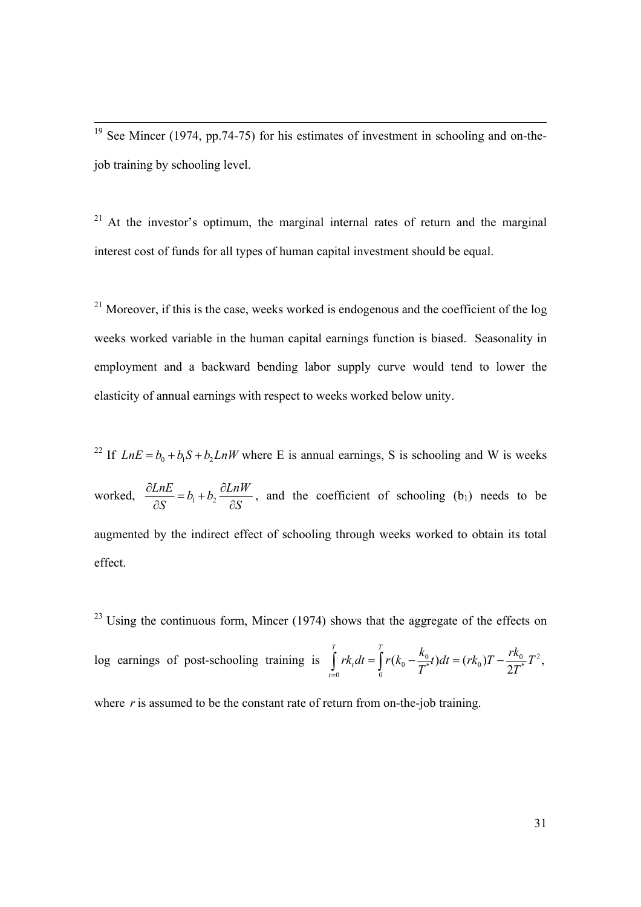[19] See Mincer (1974, pp.74-75) for his estimates of investment in schooling and on-the-job training by schooling level.

[21] At the investor's optimum, the marginal internal rates of return and the marginal interest cost of funds for all types of human capital investment should be equal.

[21] Moreover, if this is the case, weeks worked is endogenous and the coefficient of the log weeks worked variable in the human capital earnings function is biased. Seasonality in employment and a backward bending labor supply curve would tend to lower the elasticity of annual earnings with respect to weeks worked below unity.

[22] If $LnE = b_0 + b_1 S + b_2 LnW$ where E is annual earnings, S is schooling and W is weeks worked, $\frac{\partial LnE}{\partial S} = b_1 + b_2 \frac{\partial LnW}{\partial S}$, and the coefficient of schooling ($b_1$) needs to be augmented by the indirect effect of schooling through weeks worked to obtain its total effect.

[23] Using the continuous form, Mincer (1974) shows that the aggregate of the effects on log earnings of post-schooling training is $\int_{t=0}^{T} rk_t dt = \int_{0}^{T} r(k_0 - \frac{k_0}{T^*}t)dt = (rk_0)T - \frac{rk_0}{2T^*}T^2$, where $r$ is assumed to be the constant rate of return from on-the-job training.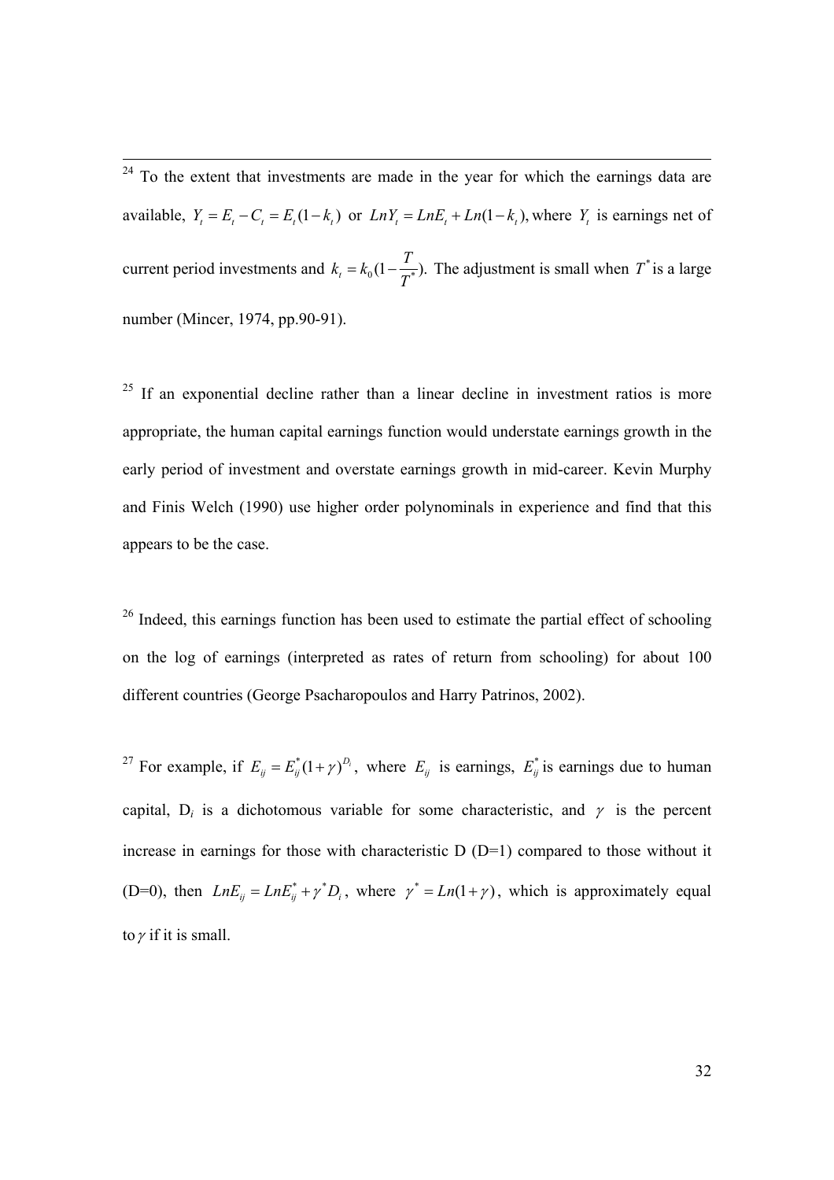[24] To the extent that investments are made in the year for which the earnings data are available, $Y_t = E_t - C_t = E_t(1-k_t)$ or $LnY_t = LnE_t + Ln(1-k_t),$ where $Y_t$ is earnings net of current period investments and $k_t = k_0(1-\frac{T}{T^*}).$ The adjustment is small when $T^*$ is a large number (Mincer, 1974, pp.90-91).

[25] If an exponential decline rather than a linear decline in investment ratios is more appropriate, the human capital earnings function would understate earnings growth in the early period of investment and overstate earnings growth in mid-career. Kevin Murphy and Finis Welch (1990) use higher order polynominals in experience and find that this appears to be the case.

[26] Indeed, this earnings function has been used to estimate the partial effect of schooling on the log of earnings (interpreted as rates of return from schooling) for about 100 different countries (George Psacharopoulos and Harry Patrinos, 2002).

[27] For example, if $E_{ij} = E_{ij}^*(1+\gamma)^{D_i}$, where $E_{ij}$ is earnings, $E_{ij}^*$ is earnings due to human capital, $D_i$ is a dichotomous variable for some characteristic, and $\gamma$ is the percent increase in earnings for those with characteristic D (D=1) compared to those without it (D=0), then $LnE_{ij} = LnE_{ij}^* + \gamma^* D_i$, where $\gamma^* = Ln(1+\gamma)$, which is approximately equal to $\gamma$ if it is small.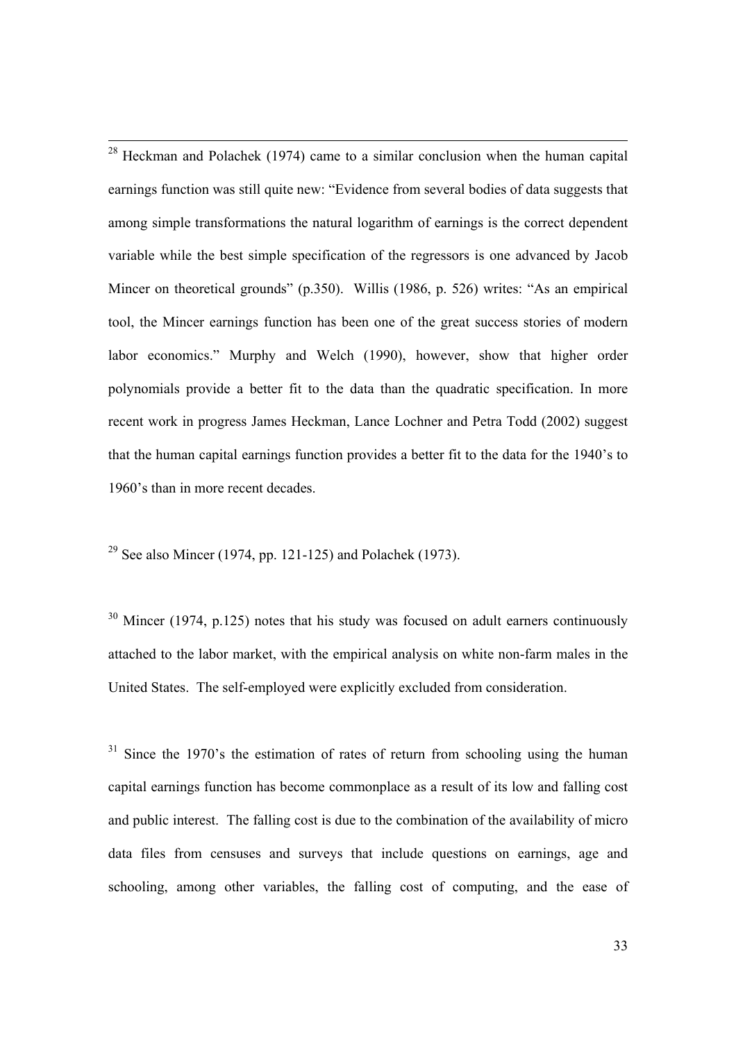[28] Heckman and Polachek (1974) came to a similar conclusion when the human capital earnings function was still quite new: "Evidence from several bodies of data suggests that among simple transformations the natural logarithm of earnings is the correct dependent variable while the best simple specification of the regressors is one advanced by Jacob Mincer on theoretical grounds" (p.350). Willis (1986, p. 526) writes: "As an empirical tool, the Mincer earnings function has been one of the great success stories of modern labor economics." Murphy and Welch (1990), however, show that higher order polynomials provide a better fit to the data than the quadratic specification. In more recent work in progress James Heckman, Lance Lochner and Petra Todd (2002) suggest that the human capital earnings function provides a better fit to the data for the 1940's to 1960's than in more recent decades.

[29] See also Mincer (1974, pp. 121-125) and Polachek (1973).

[30] Mincer (1974, p.125) notes that his study was focused on adult earners continuously attached to the labor market, with the empirical analysis on white non-farm males in the United States. The self-employed were explicitly excluded from consideration.

[31] Since the 1970's the estimation of rates of return from schooling using the human capital earnings function has become commonplace as a result of its low and falling cost and public interest. The falling cost is due to the combination of the availability of micro data files from censuses and surveys that include questions on earnings, age and schooling, among other variables, the falling cost of computing, and the ease of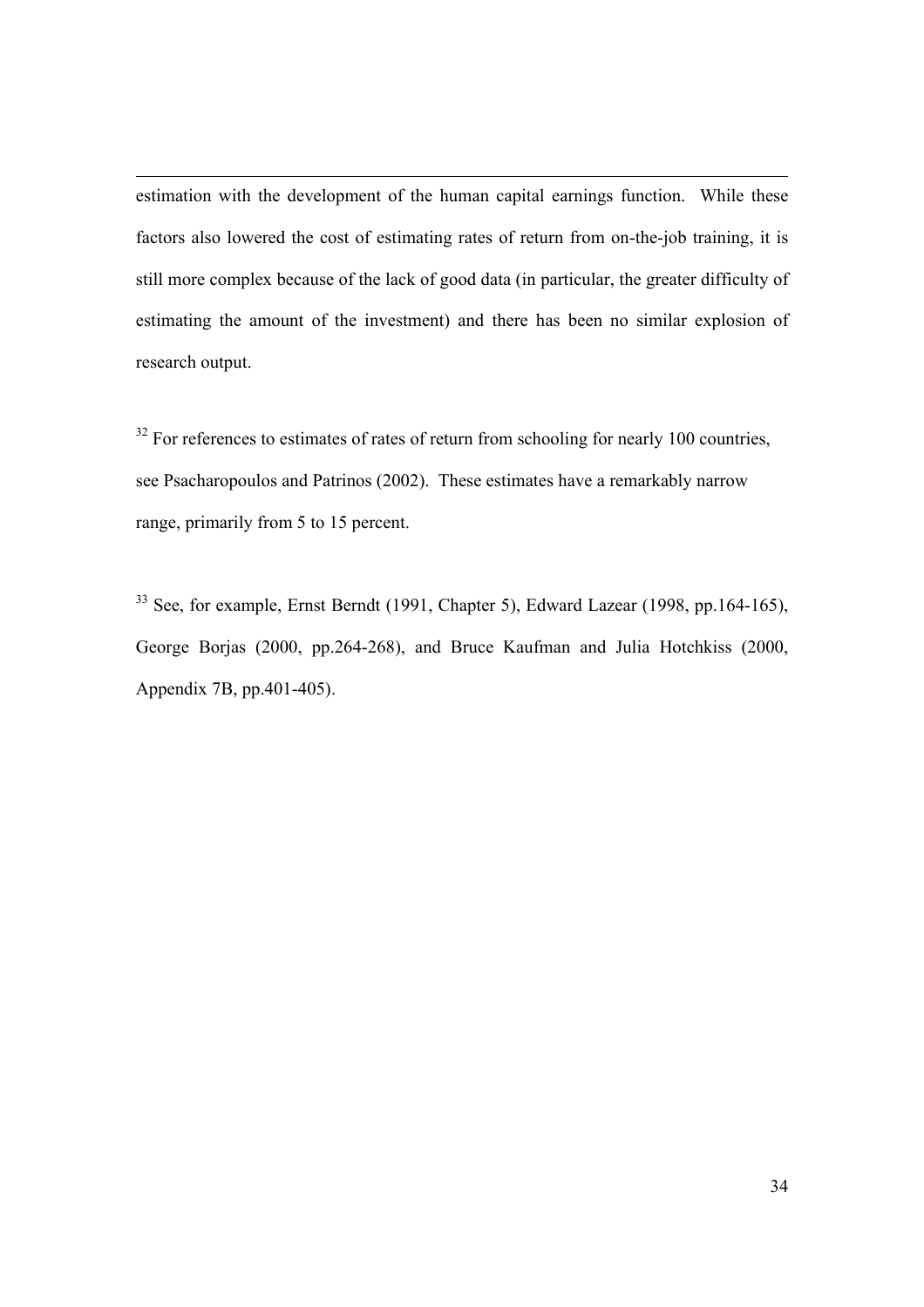estimation with the development of the human capital earnings function. While these factors also lowered the cost of estimating rates of return from on-the-job training, it is still more complex because of the lack of good data (in particular, the greater difficulty of estimating the amount of the investment) and there has been no similar explosion of research output.

[32] For references to estimates of rates of return from schooling for nearly 100 countries, see Psacharopoulos and Patrinos (2002). These estimates have a remarkably narrow range, primarily from 5 to 15 percent.

[33] See, for example, Ernst Berndt (1991, Chapter 5), Edward Lazear (1998, pp.164-165), George Borjas (2000, pp.264-268), and Bruce Kaufman and Julia Hotchkiss (2000, Appendix 7B, pp.401-405).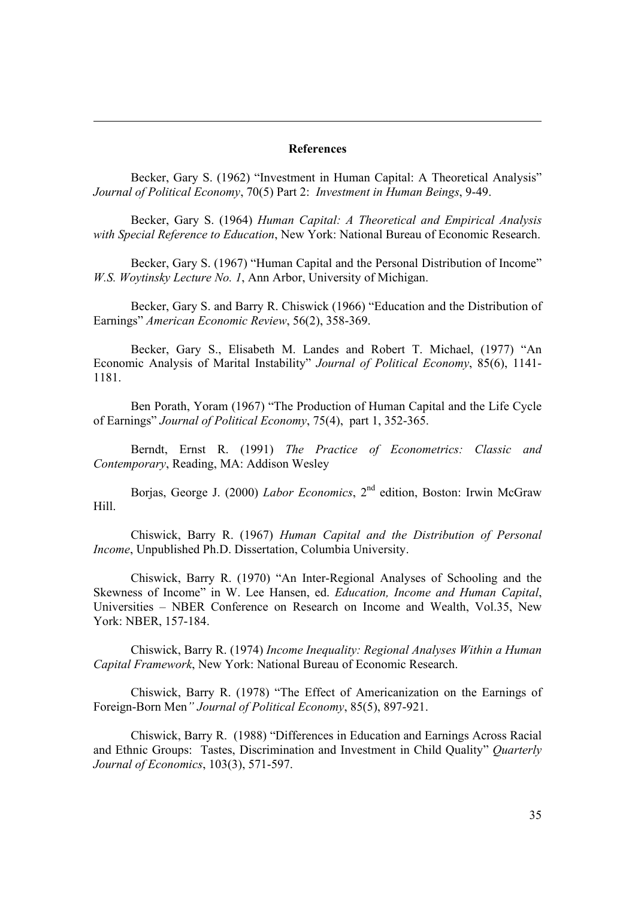## References

Becker, Gary S. (1962) "Investment in Human Capital: A Theoretical Analysis" *Journal of Political Economy*, 70(5) Part 2: *Investment in Human Beings*, 9-49.

Becker, Gary S. (1964) *Human Capital: A Theoretical and Empirical Analysis with Special Reference to Education*, New York: National Bureau of Economic Research.

Becker, Gary S. (1967) "Human Capital and the Personal Distribution of Income" *W.S. Woytinsky Lecture No. 1*, Ann Arbor, University of Michigan.

Becker, Gary S. and Barry R. Chiswick (1966) "Education and the Distribution of Earnings" *American Economic Review*, 56(2), 358-369.

Becker, Gary S., Elisabeth M. Landes and Robert T. Michael, (1977) "An Economic Analysis of Marital Instability" *Journal of Political Economy*, 85(6), 1141-1181.

Ben Porath, Yoram (1967) "The Production of Human Capital and the Life Cycle of Earnings" *Journal of Political Economy*, 75(4), part 1, 352-365.

Berndt, Ernst R. (1991) *The Practice of Econometrics: Classic and Contemporary*, Reading, MA: Addison Wesley

Borjas, George J. (2000) *Labor Economics*, 2nd edition, Boston: Irwin McGraw Hill.

Chiswick, Barry R. (1967) *Human Capital and the Distribution of Personal Income*, Unpublished Ph.D. Dissertation, Columbia University.

Chiswick, Barry R. (1970) "An Inter-Regional Analyses of Schooling and the Skewness of Income" in W. Lee Hansen, ed. *Education, Income and Human Capital*, Universities – NBER Conference on Research on Income and Wealth, Vol.35, New York: NBER, 157-184.

Chiswick, Barry R. (1974) *Income Inequality: Regional Analyses Within a Human Capital Framework*, New York: National Bureau of Economic Research.

Chiswick, Barry R. (1978) "The Effect of Americanization on the Earnings of Foreign-Born Men" *Journal of Political Economy*, 85(5), 897-921.

Chiswick, Barry R. (1988) "Differences in Education and Earnings Across Racial and Ethnic Groups: Tastes, Discrimination and Investment in Child Quality" *Quarterly Journal of Economics*, 103(3), 571-597.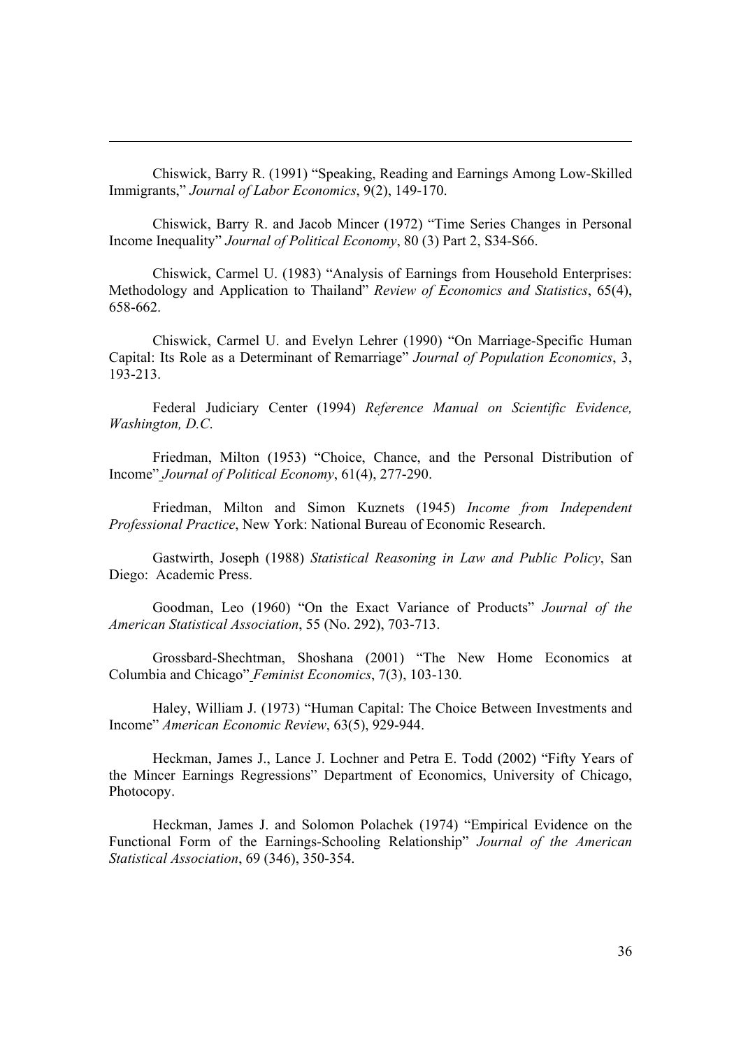Chiswick, Barry R. (1991) "Speaking, Reading and Earnings Among Low-Skilled Immigrants," *Journal of Labor Economics*, 9(2), 149-170.

Chiswick, Barry R. and Jacob Mincer (1972) "Time Series Changes in Personal Income Inequality" *Journal of Political Economy*, 80 (3) Part 2, S34-S66.

Chiswick, Carmel U. (1983) "Analysis of Earnings from Household Enterprises: Methodology and Application to Thailand" *Review of Economics and Statistics*, 65(4), 658-662.

Chiswick, Carmel U. and Evelyn Lehrer (1990) "On Marriage-Specific Human Capital: Its Role as a Determinant of Remarriage" *Journal of Population Economics*, 3, 193-213.

Federal Judiciary Center (1994) *Reference Manual on Scientific Evidence, Washington, D.C.*

Friedman, Milton (1953) "Choice, Chance, and the Personal Distribution of Income" *Journal of Political Economy*, 61(4), 277-290.

Friedman, Milton and Simon Kuznets (1945) *Income from Independent Professional Practice*, New York: National Bureau of Economic Research.

Gastwirth, Joseph (1988) *Statistical Reasoning in Law and Public Policy*, San Diego: Academic Press.

Goodman, Leo (1960) "On the Exact Variance of Products" *Journal of the American Statistical Association*, 55 (No. 292), 703-713.

Grossbard-Shechtman, Shoshana (2001) "The New Home Economics at Columbia and Chicago" *Feminist Economics*, 7(3), 103-130.

Haley, William J. (1973) "Human Capital: The Choice Between Investments and Income" *American Economic Review*, 63(5), 929-944.

Heckman, James J., Lance J. Lochner and Petra E. Todd (2002) "Fifty Years of the Mincer Earnings Regressions" Department of Economics, University of Chicago, Photocopy.

Heckman, James J. and Solomon Polachek (1974) "Empirical Evidence on the Functional Form of the Earnings-Schooling Relationship" *Journal of the American Statistical Association*, 69 (346), 350-354.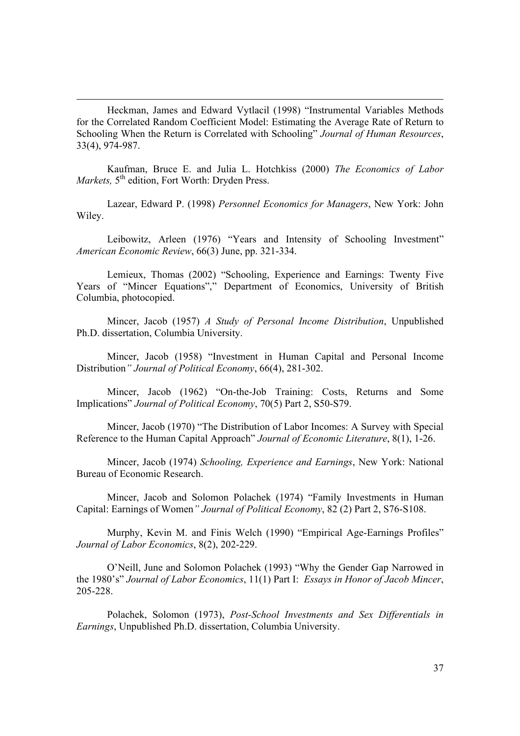Heckman, James and Edward Vytlacil (1998) "Instrumental Variables Methods for the Correlated Random Coefficient Model: Estimating the Average Rate of Return to Schooling When the Return is Correlated with Schooling" *Journal of Human Resources*, 33(4), 974-987.

Kaufman, Bruce E. and Julia L. Hotchkiss (2000) *The Economics of Labor Markets,* 5th edition, Fort Worth: Dryden Press.

Lazear, Edward P. (1998) *Personnel Economics for Managers*, New York: John Wiley.

Leibowitz, Arleen (1976) "Years and Intensity of Schooling Investment" *American Economic Review*, 66(3) June, pp. 321-334.

Lemieux, Thomas (2002) "Schooling, Experience and Earnings: Twenty Five Years of "Mincer Equations"," Department of Economics, University of British Columbia, photocopied.

Mincer, Jacob (1957) *A Study of Personal Income Distribution*, Unpublished Ph.D. dissertation, Columbia University.

Mincer, Jacob (1958) "Investment in Human Capital and Personal Income Distribution" *Journal of Political Economy*, 66(4), 281-302.

Mincer, Jacob (1962) "On-the-Job Training: Costs, Returns and Some Implications" *Journal of Political Economy*, 70(5) Part 2, S50-S79.

Mincer, Jacob (1970) "The Distribution of Labor Incomes: A Survey with Special Reference to the Human Capital Approach" *Journal of Economic Literature*, 8(1), 1-26.

Mincer, Jacob (1974) *Schooling, Experience and Earnings*, New York: National Bureau of Economic Research.

Mincer, Jacob and Solomon Polachek (1974) "Family Investments in Human Capital: Earnings of Women" *Journal of Political Economy*, 82 (2) Part 2, S76-S108.

Murphy, Kevin M. and Finis Welch (1990) "Empirical Age-Earnings Profiles" *Journal of Labor Economics*, 8(2), 202-229.

O'Neill, June and Solomon Polachek (1993) "Why the Gender Gap Narrowed in the 1980's" *Journal of Labor Economics*, 11(1) Part I: *Essays in Honor of Jacob Mincer*, 205-228.

Polachek, Solomon (1973), *Post-School Investments and Sex Differentials in Earnings*, Unpublished Ph.D. dissertation, Columbia University.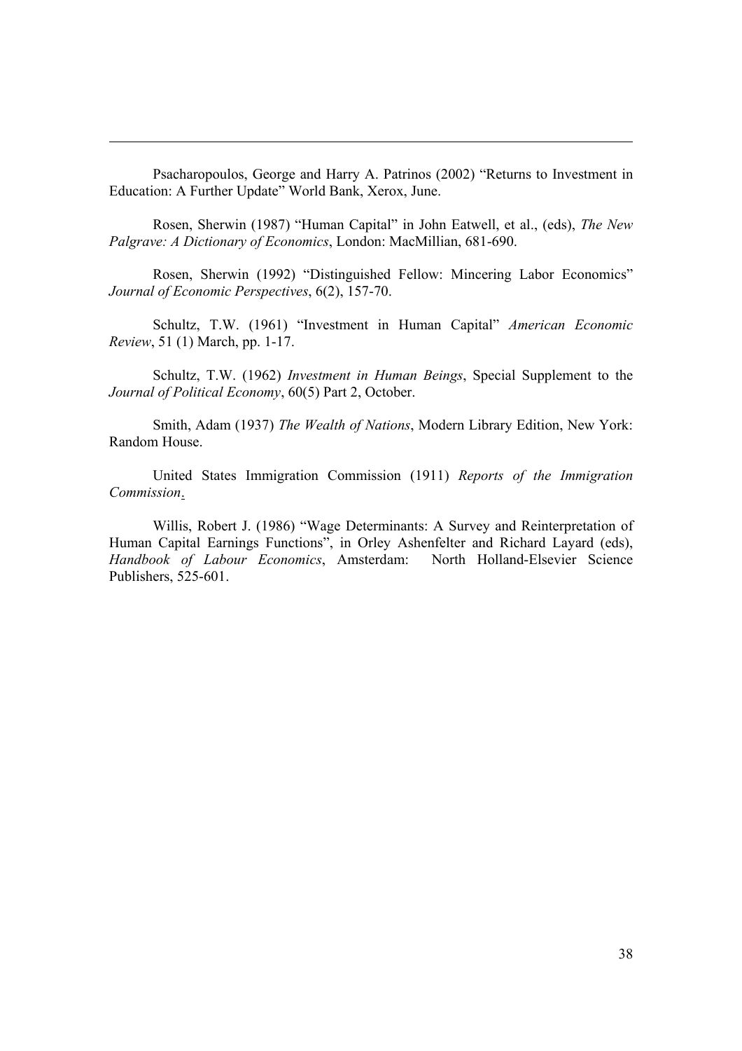Psacharopoulos, George and Harry A. Patrinos (2002) "Returns to Investment in Education: A Further Update" World Bank, Xerox, June.

Rosen, Sherwin (1987) "Human Capital" in John Eatwell, et al., (eds), *The New Palgrave: A Dictionary of Economics*, London: MacMillian, 681-690.

Rosen, Sherwin (1992) "Distinguished Fellow: Mincering Labor Economics" *Journal of Economic Perspectives*, 6(2), 157-70.

Schultz, T.W. (1961) "Investment in Human Capital" *American Economic Review*, 51 (1) March, pp. 1-17.

Schultz, T.W. (1962) *Investment in Human Beings*, Special Supplement to the *Journal of Political Economy*, 60(5) Part 2, October.

Smith, Adam (1937) *The Wealth of Nations*, Modern Library Edition, New York: Random House.

United States Immigration Commission (1911) *Reports of the Immigration Commission*.

Willis, Robert J. (1986) "Wage Determinants: A Survey and Reinterpretation of Human Capital Earnings Functions", in Orley Ashenfelter and Richard Layard (eds), *Handbook of Labour Economics*, Amsterdam: North Holland-Elsevier Science Publishers, 525-601.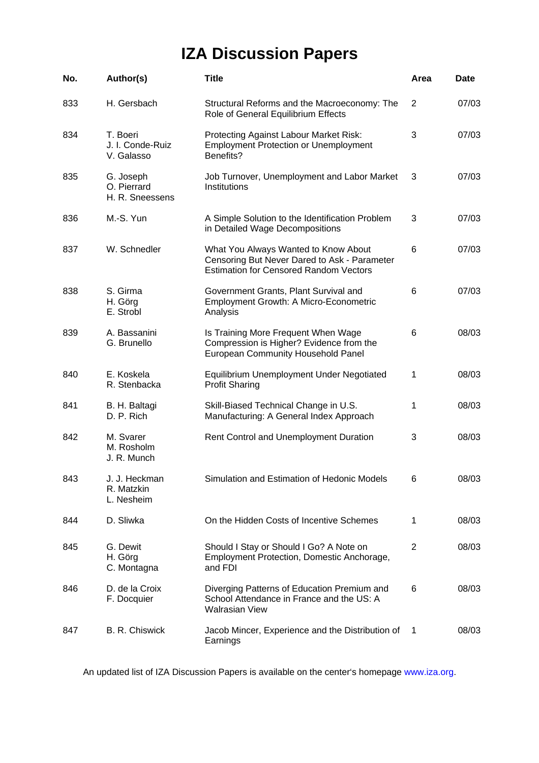# IZA Discussion Papers

| No. | Author(s) | Title | Area | Date |
|---|---|---|---|---|
| 833 | H. Gersbach | Structural Reforms and the Macroeconomy: The Role of General Equilibrium Effects | 2 | 07/03 |
| 834 | T. Boeri<br>J. I. Conde-Ruiz<br>V. Galasso | Protecting Against Labour Market Risk: Employment Protection or Unemployment Benefits? | 3 | 07/03 |
| 835 | G. Joseph<br>O. Pierrard<br>H. R. Sneessens | Job Turnover, Unemployment and Labor Market Institutions | 3 | 07/03 |
| 836 | M.-S. Yun | A Simple Solution to the Identification Problem in Detailed Wage Decompositions | 3 | 07/03 |
| 837 | W. Schnedler | What You Always Wanted to Know About Censoring But Never Dared to Ask - Parameter Estimation for Censored Random Vectors | 6 | 07/03 |
| 838 | S. Girma<br>H. Görg<br>E. Strobl | Government Grants, Plant Survival and Employment Growth: A Micro-Econometric Analysis | 6 | 07/03 |
| 839 | A. Bassanini<br>G. Brunello | Is Training More Frequent When Wage Compression is Higher? Evidence from the European Community Household Panel | 6 | 08/03 |
| 840 | E. Koskela<br>R. Stenbacka | Equilibrium Unemployment Under Negotiated Profit Sharing | 1 | 08/03 |
| 841 | B. H. Baltagi<br>D. P. Rich | Skill-Biased Technical Change in U.S. Manufacturing: A General Index Approach | 1 | 08/03 |
| 842 | M. Svarer<br>M. Rosholm<br>J. R. Munch | Rent Control and Unemployment Duration | 3 | 08/03 |
| 843 | J. J. Heckman<br>R. Matzkin<br>L. Nesheim | Simulation and Estimation of Hedonic Models | 6 | 08/03 |
| 844 | D. Sliwka | On the Hidden Costs of Incentive Schemes | 1 | 08/03 |
| 845 | G. Dewit<br>H. Görg<br>C. Montagna | Should I Stay or Should I Go? A Note on Employment Protection, Domestic Anchorage, and FDI | 2 | 08/03 |
| 846 | D. de la Croix<br>F. Docquier | Diverging Patterns of Education Premium and School Attendance in France and the US: A Walrasian View | 6 | 08/03 |
| 847 | B. R. Chiswick | Jacob Mincer, Experience and the Distribution of Earnings | 1 | 08/03 |

An updated list of IZA Discussion Papers is available on the center's homepage www.iza.org.